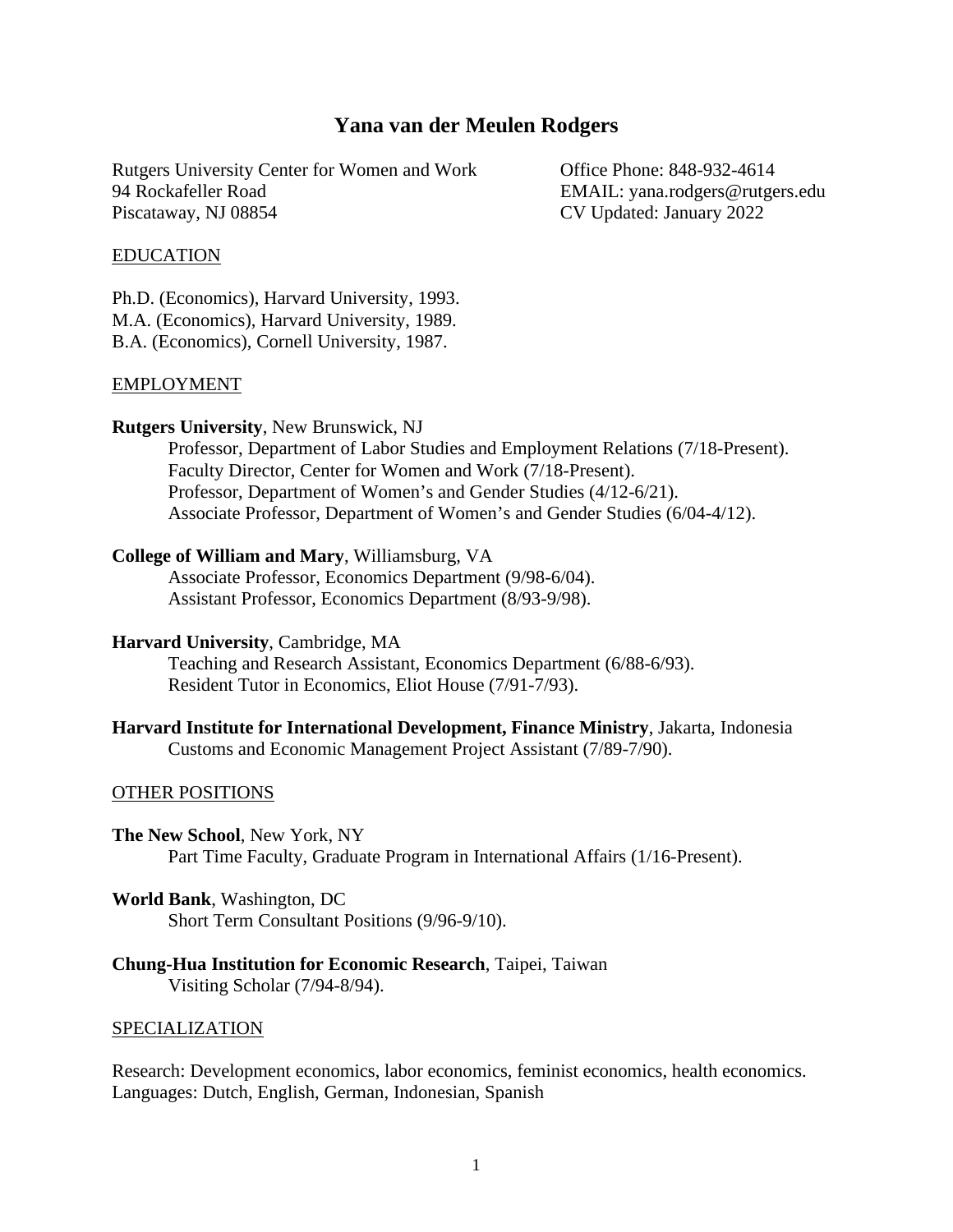# Yana van der Meulen Rodgers

Rutgers University Center for Women and Work
94 Rockafeller Road
Piscataway, NJ 08854

Office Phone: 848-932-4614
EMAIL: yana.rodgers@rutgers.edu
CV Updated: January 2022

## EDUCATION

Ph.D. (Economics), Harvard University, 1993.
M.A. (Economics), Harvard University, 1989.
B.A. (Economics), Cornell University, 1987.

## EMPLOYMENT

**Rutgers University**, New Brunswick, NJ
- Professor, Department of Labor Studies and Employment Relations (7/18-Present).
- Faculty Director, Center for Women and Work (7/18-Present).
- Professor, Department of Women's and Gender Studies (4/12-6/21).
- Associate Professor, Department of Women's and Gender Studies (6/04-4/12).

**College of William and Mary**, Williamsburg, VA
- Associate Professor, Economics Department (9/98-6/04).
- Assistant Professor, Economics Department (8/93-9/98).

**Harvard University**, Cambridge, MA
- Teaching and Research Assistant, Economics Department (6/88-6/93).
- Resident Tutor in Economics, Eliot House (7/91-7/93).

**Harvard Institute for International Development, Finance Ministry**, Jakarta, Indonesia
- Customs and Economic Management Project Assistant (7/89-7/90).

## OTHER POSITIONS

**The New School**, New York, NY
- Part Time Faculty, Graduate Program in International Affairs (1/16-Present).

**World Bank**, Washington, DC
- Short Term Consultant Positions (9/96-9/10).

**Chung-Hua Institution for Economic Research**, Taipei, Taiwan
- Visiting Scholar (7/94-8/94).

## SPECIALIZATION

Research: Development economics, labor economics, feminist economics, health economics.
Languages: Dutch, English, German, Indonesian, Spanish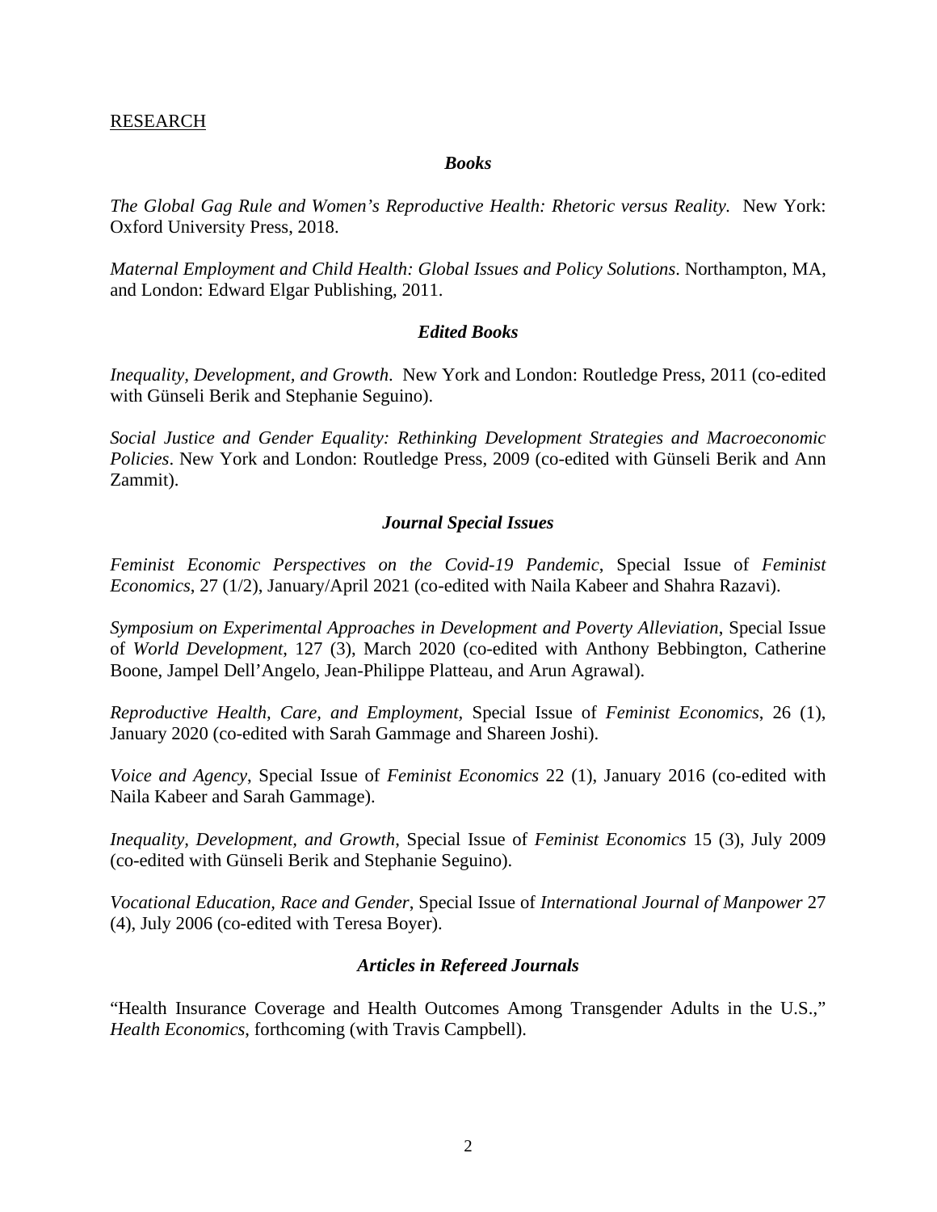## RESEARCH

### *Books*

*The Global Gag Rule and Women's Reproductive Health: Rhetoric versus Reality.* New York: Oxford University Press, 2018.

*Maternal Employment and Child Health: Global Issues and Policy Solutions*. Northampton, MA, and London: Edward Elgar Publishing, 2011.

### *Edited Books*

*Inequality, Development, and Growth*. New York and London: Routledge Press, 2011 (co-edited with Günseli Berik and Stephanie Seguino).

*Social Justice and Gender Equality: Rethinking Development Strategies and Macroeconomic Policies*. New York and London: Routledge Press, 2009 (co-edited with Günseli Berik and Ann Zammit).

### *Journal Special Issues*

*Feminist Economic Perspectives on the Covid-19 Pandemic*, Special Issue of *Feminist Economics*, 27 (1/2), January/April 2021 (co-edited with Naila Kabeer and Shahra Razavi).

*Symposium on Experimental Approaches in Development and Poverty Alleviation*, Special Issue of *World Development*, 127 (3), March 2020 (co-edited with Anthony Bebbington, Catherine Boone, Jampel Dell'Angelo, Jean-Philippe Platteau, and Arun Agrawal).

*Reproductive Health, Care, and Employment*, Special Issue of *Feminist Economics*, 26 (1), January 2020 (co-edited with Sarah Gammage and Shareen Joshi).

*Voice and Agency*, Special Issue of *Feminist Economics* 22 (1), January 2016 (co-edited with Naila Kabeer and Sarah Gammage).

*Inequality, Development, and Growth*, Special Issue of *Feminist Economics* 15 (3), July 2009 (co-edited with Günseli Berik and Stephanie Seguino).

*Vocational Education, Race and Gender*, Special Issue of *International Journal of Manpower* 27 (4), July 2006 (co-edited with Teresa Boyer).

### *Articles in Refereed Journals*

"Health Insurance Coverage and Health Outcomes Among Transgender Adults in the U.S.," *Health Economics*, forthcoming (with Travis Campbell).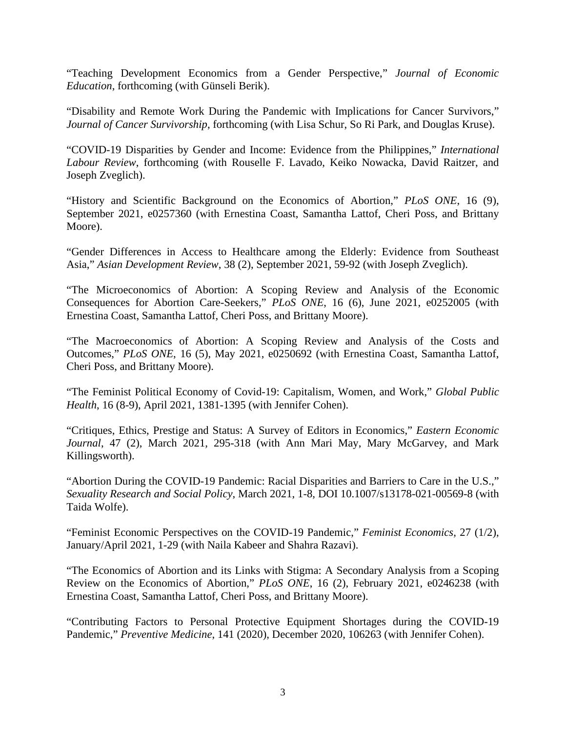“Teaching Development Economics from a Gender Perspective,” *Journal of Economic Education*, forthcoming (with Günseli Berik).

“Disability and Remote Work During the Pandemic with Implications for Cancer Survivors,” *Journal of Cancer Survivorship*, forthcoming (with Lisa Schur, So Ri Park, and Douglas Kruse).

“COVID-19 Disparities by Gender and Income: Evidence from the Philippines,” *International Labour Review*, forthcoming (with Rouselle F. Lavado, Keiko Nowacka, David Raitzer, and Joseph Zveglich).

“History and Scientific Background on the Economics of Abortion,” *PLoS ONE*, 16 (9), September 2021, e0257360 (with Ernestina Coast, Samantha Lattof, Cheri Poss, and Brittany Moore).

“Gender Differences in Access to Healthcare among the Elderly: Evidence from Southeast Asia,” *Asian Development Review*, 38 (2), September 2021, 59-92 (with Joseph Zveglich).

“The Microeconomics of Abortion: A Scoping Review and Analysis of the Economic Consequences for Abortion Care-Seekers,” *PLoS ONE*, 16 (6), June 2021, e0252005 (with Ernestina Coast, Samantha Lattof, Cheri Poss, and Brittany Moore).

“The Macroeconomics of Abortion: A Scoping Review and Analysis of the Costs and Outcomes,” *PLoS ONE*, 16 (5), May 2021, e0250692 (with Ernestina Coast, Samantha Lattof, Cheri Poss, and Brittany Moore).

“The Feminist Political Economy of Covid-19: Capitalism, Women, and Work,” *Global Public Health*, 16 (8-9), April 2021, 1381-1395 (with Jennifer Cohen).

“Critiques, Ethics, Prestige and Status: A Survey of Editors in Economics,” *Eastern Economic Journal*, 47 (2), March 2021, 295-318 (with Ann Mari May, Mary McGarvey, and Mark Killingsworth).

“Abortion During the COVID-19 Pandemic: Racial Disparities and Barriers to Care in the U.S.,” *Sexuality Research and Social Policy*, March 2021, 1-8, DOI 10.1007/s13178-021-00569-8 (with Taida Wolfe).

“Feminist Economic Perspectives on the COVID-19 Pandemic,” *Feminist Economics*, 27 (1/2), January/April 2021, 1-29 (with Naila Kabeer and Shahra Razavi).

“The Economics of Abortion and its Links with Stigma: A Secondary Analysis from a Scoping Review on the Economics of Abortion,” *PLoS ONE*, 16 (2), February 2021, e0246238 (with Ernestina Coast, Samantha Lattof, Cheri Poss, and Brittany Moore).

“Contributing Factors to Personal Protective Equipment Shortages during the COVID-19 Pandemic,” *Preventive Medicine*, 141 (2020), December 2020, 106263 (with Jennifer Cohen).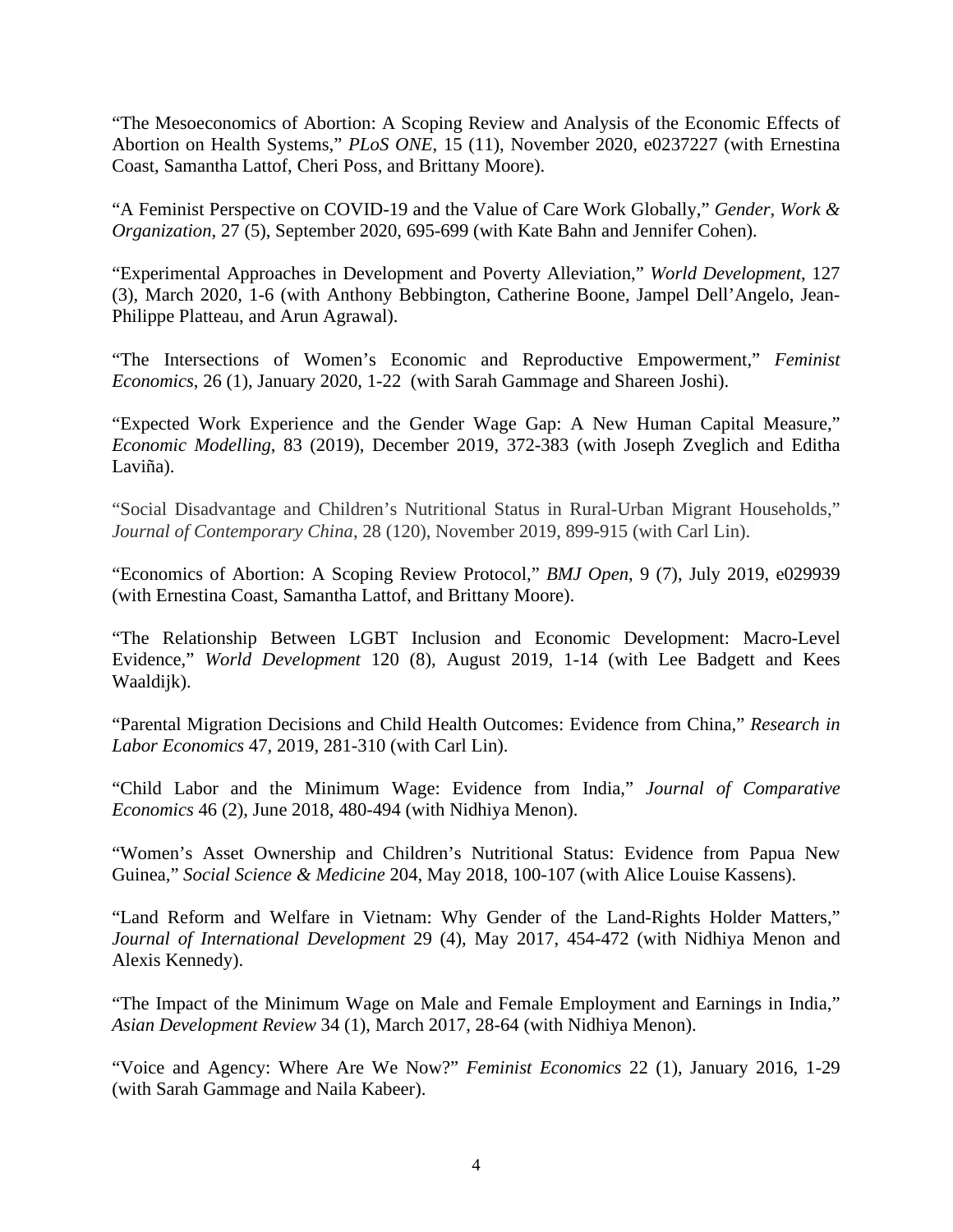"The Mesoeconomics of Abortion: A Scoping Review and Analysis of the Economic Effects of Abortion on Health Systems," *PLoS ONE*, 15 (11), November 2020, e0237227 (with Ernestina Coast, Samantha Lattof, Cheri Poss, and Brittany Moore).

"A Feminist Perspective on COVID-19 and the Value of Care Work Globally," *Gender, Work & Organization*, 27 (5), September 2020, 695-699 (with Kate Bahn and Jennifer Cohen).

"Experimental Approaches in Development and Poverty Alleviation," *World Development*, 127 (3), March 2020, 1-6 (with Anthony Bebbington, Catherine Boone, Jampel Dell'Angelo, Jean-Philippe Platteau, and Arun Agrawal).

"The Intersections of Women's Economic and Reproductive Empowerment," *Feminist Economics*, 26 (1), January 2020, 1-22 (with Sarah Gammage and Shareen Joshi).

"Expected Work Experience and the Gender Wage Gap: A New Human Capital Measure," *Economic Modelling*, 83 (2019), December 2019, 372-383 (with Joseph Zveglich and Editha Laviña).

"Social Disadvantage and Children's Nutritional Status in Rural-Urban Migrant Households," *Journal of Contemporary China*, 28 (120), November 2019, 899-915 (with Carl Lin).

"Economics of Abortion: A Scoping Review Protocol," *BMJ Open*, 9 (7), July 2019, e029939 (with Ernestina Coast, Samantha Lattof, and Brittany Moore).

"The Relationship Between LGBT Inclusion and Economic Development: Macro-Level Evidence," *World Development* 120 (8), August 2019, 1-14 (with Lee Badgett and Kees Waaldijk).

"Parental Migration Decisions and Child Health Outcomes: Evidence from China," *Research in Labor Economics* 47, 2019, 281-310 (with Carl Lin).

"Child Labor and the Minimum Wage: Evidence from India," *Journal of Comparative Economics* 46 (2), June 2018, 480-494 (with Nidhiya Menon).

"Women's Asset Ownership and Children's Nutritional Status: Evidence from Papua New Guinea," *Social Science & Medicine* 204, May 2018, 100-107 (with Alice Louise Kassens).

"Land Reform and Welfare in Vietnam: Why Gender of the Land-Rights Holder Matters," *Journal of International Development* 29 (4), May 2017, 454-472 (with Nidhiya Menon and Alexis Kennedy).

"The Impact of the Minimum Wage on Male and Female Employment and Earnings in India," *Asian Development Review* 34 (1), March 2017, 28-64 (with Nidhiya Menon).

"Voice and Agency: Where Are We Now?" *Feminist Economics* 22 (1), January 2016, 1-29 (with Sarah Gammage and Naila Kabeer).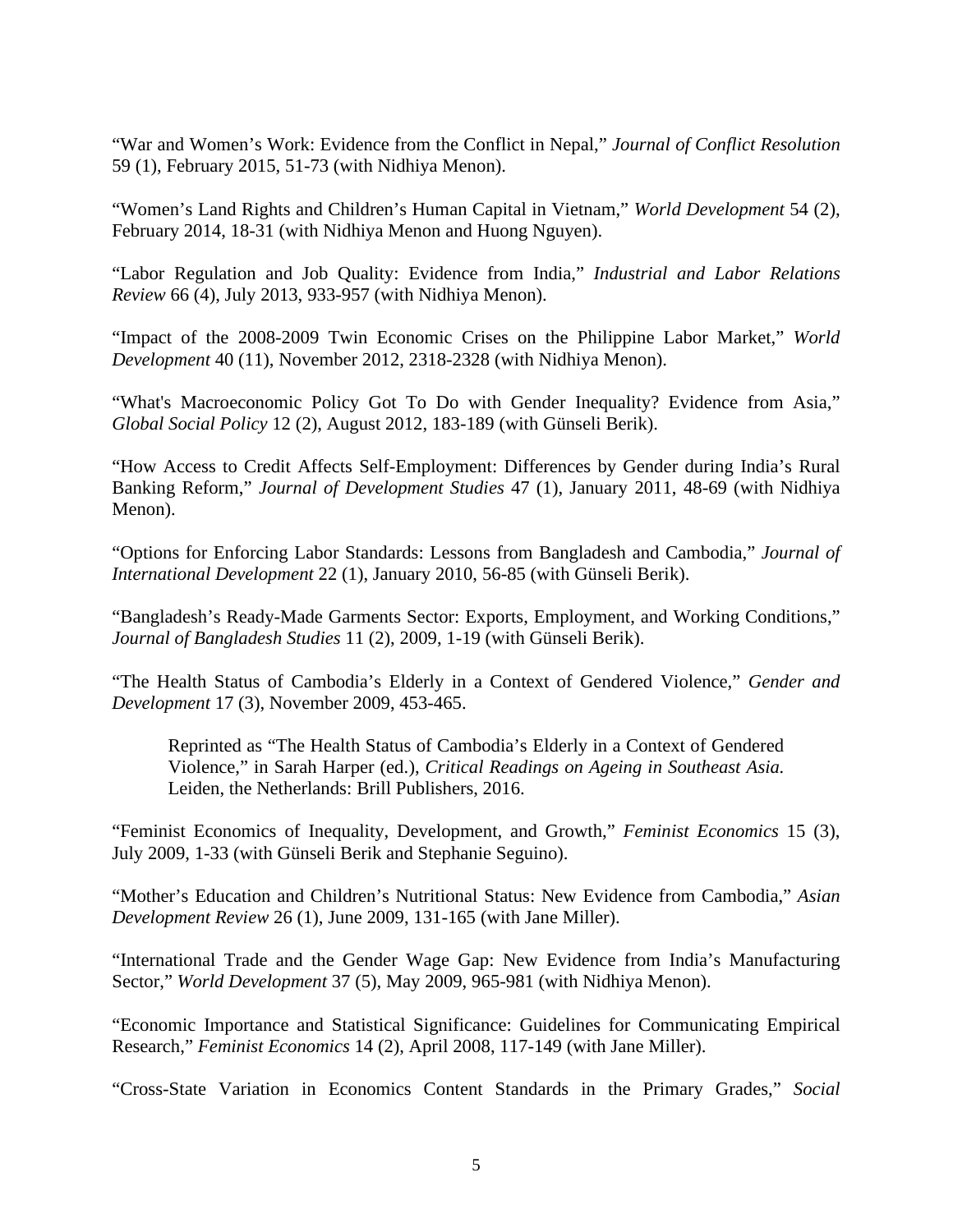"War and Women's Work: Evidence from the Conflict in Nepal," *Journal of Conflict Resolution* 59 (1), February 2015, 51-73 (with Nidhiya Menon).

"Women's Land Rights and Children's Human Capital in Vietnam," *World Development* 54 (2), February 2014, 18-31 (with Nidhiya Menon and Huong Nguyen).

"Labor Regulation and Job Quality: Evidence from India," *Industrial and Labor Relations Review* 66 (4), July 2013, 933-957 (with Nidhiya Menon).

"Impact of the 2008-2009 Twin Economic Crises on the Philippine Labor Market," *World Development* 40 (11), November 2012, 2318-2328 (with Nidhiya Menon).

"What's Macroeconomic Policy Got To Do with Gender Inequality? Evidence from Asia," *Global Social Policy* 12 (2), August 2012, 183-189 (with Günseli Berik).

"How Access to Credit Affects Self-Employment: Differences by Gender during India's Rural Banking Reform," *Journal of Development Studies* 47 (1), January 2011, 48-69 (with Nidhiya Menon).

"Options for Enforcing Labor Standards: Lessons from Bangladesh and Cambodia," *Journal of International Development* 22 (1), January 2010, 56-85 (with Günseli Berik).

"Bangladesh's Ready-Made Garments Sector: Exports, Employment, and Working Conditions," *Journal of Bangladesh Studies* 11 (2), 2009, 1-19 (with Günseli Berik).

"The Health Status of Cambodia's Elderly in a Context of Gendered Violence," *Gender and Development* 17 (3), November 2009, 453-465.

> Reprinted as "The Health Status of Cambodia's Elderly in a Context of Gendered Violence," in Sarah Harper (ed.), *Critical Readings on Ageing in Southeast Asia*. Leiden, the Netherlands: Brill Publishers, 2016.

"Feminist Economics of Inequality, Development, and Growth," *Feminist Economics* 15 (3), July 2009, 1-33 (with Günseli Berik and Stephanie Seguino).

"Mother's Education and Children's Nutritional Status: New Evidence from Cambodia," *Asian Development Review* 26 (1), June 2009, 131-165 (with Jane Miller).

"International Trade and the Gender Wage Gap: New Evidence from India's Manufacturing Sector," *World Development* 37 (5), May 2009, 965-981 (with Nidhiya Menon).

"Economic Importance and Statistical Significance: Guidelines for Communicating Empirical Research," *Feminist Economics* 14 (2), April 2008, 117-149 (with Jane Miller).

"Cross-State Variation in Economics Content Standards in the Primary Grades," *Social*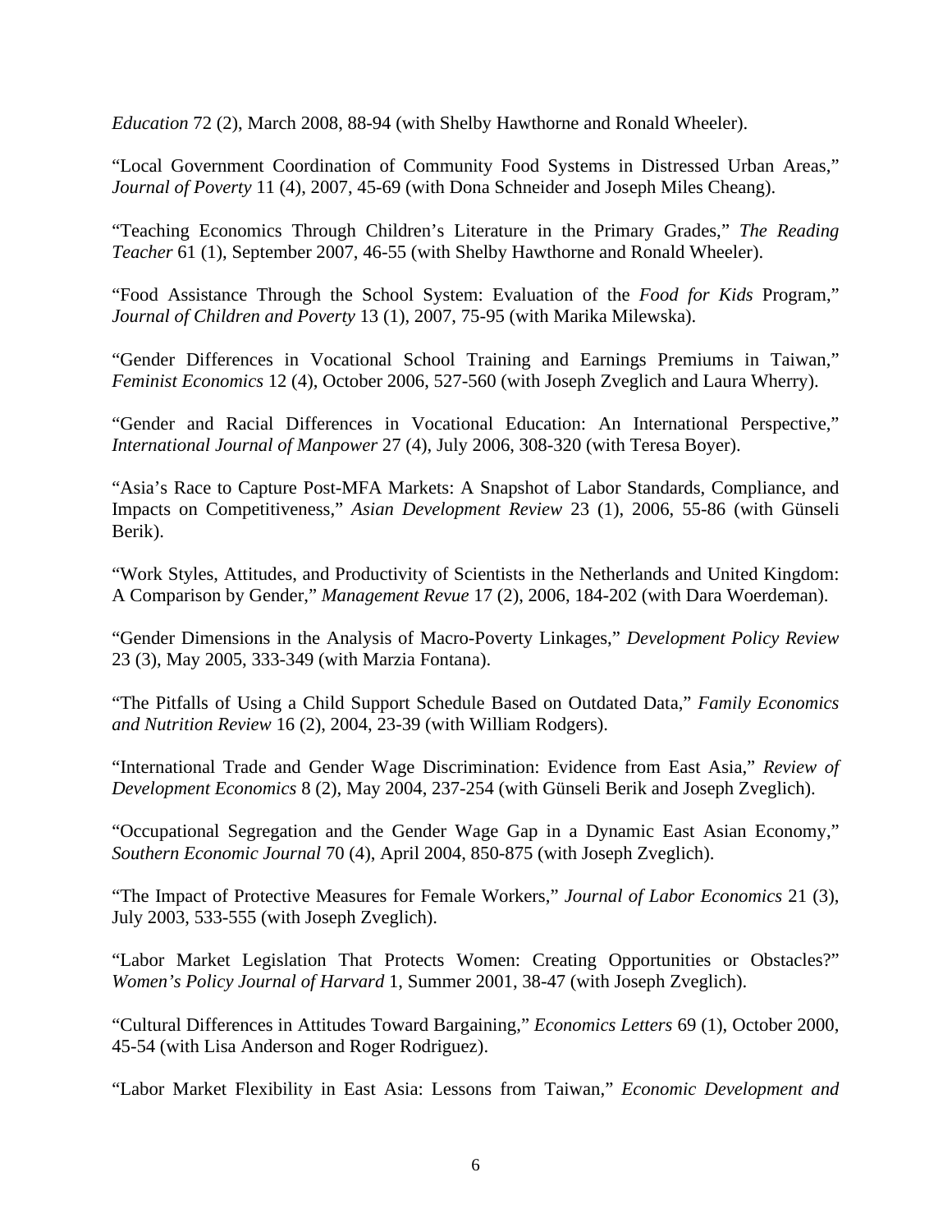*Education* 72 (2), March 2008, 88-94 (with Shelby Hawthorne and Ronald Wheeler).

"Local Government Coordination of Community Food Systems in Distressed Urban Areas," *Journal of Poverty* 11 (4), 2007, 45-69 (with Dona Schneider and Joseph Miles Cheang).

"Teaching Economics Through Children's Literature in the Primary Grades," *The Reading Teacher* 61 (1), September 2007, 46-55 (with Shelby Hawthorne and Ronald Wheeler).

"Food Assistance Through the School System: Evaluation of the *Food for Kids* Program," *Journal of Children and Poverty* 13 (1), 2007, 75-95 (with Marika Milewska).

"Gender Differences in Vocational School Training and Earnings Premiums in Taiwan," *Feminist Economics* 12 (4), October 2006, 527-560 (with Joseph Zveglich and Laura Wherry).

"Gender and Racial Differences in Vocational Education: An International Perspective," *International Journal of Manpower* 27 (4), July 2006, 308-320 (with Teresa Boyer).

"Asia's Race to Capture Post-MFA Markets: A Snapshot of Labor Standards, Compliance, and Impacts on Competitiveness," *Asian Development Review* 23 (1), 2006, 55-86 (with Günseli Berik).

"Work Styles, Attitudes, and Productivity of Scientists in the Netherlands and United Kingdom: A Comparison by Gender," *Management Revue* 17 (2), 2006, 184-202 (with Dara Woerdeman).

"Gender Dimensions in the Analysis of Macro-Poverty Linkages," *Development Policy Review* 23 (3), May 2005, 333-349 (with Marzia Fontana).

"The Pitfalls of Using a Child Support Schedule Based on Outdated Data," *Family Economics and Nutrition Review* 16 (2), 2004, 23-39 (with William Rodgers).

"International Trade and Gender Wage Discrimination: Evidence from East Asia," *Review of Development Economics* 8 (2), May 2004, 237-254 (with Günseli Berik and Joseph Zveglich).

"Occupational Segregation and the Gender Wage Gap in a Dynamic East Asian Economy," *Southern Economic Journal* 70 (4), April 2004, 850-875 (with Joseph Zveglich).

"The Impact of Protective Measures for Female Workers," *Journal of Labor Economics* 21 (3), July 2003, 533-555 (with Joseph Zveglich).

"Labor Market Legislation That Protects Women: Creating Opportunities or Obstacles?" *Women's Policy Journal of Harvard* 1, Summer 2001, 38-47 (with Joseph Zveglich).

"Cultural Differences in Attitudes Toward Bargaining," *Economics Letters* 69 (1), October 2000, 45-54 (with Lisa Anderson and Roger Rodriguez).

"Labor Market Flexibility in East Asia: Lessons from Taiwan," *Economic Development and*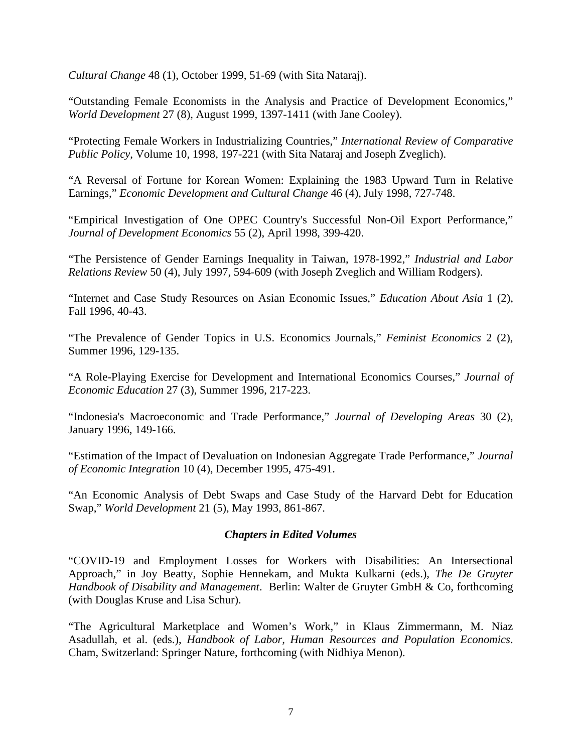*Cultural Change* 48 (1), October 1999, 51-69 (with Sita Nataraj).

"Outstanding Female Economists in the Analysis and Practice of Development Economics," *World Development* 27 (8), August 1999, 1397-1411 (with Jane Cooley).

"Protecting Female Workers in Industrializing Countries," *International Review of Comparative Public Policy*, Volume 10, 1998, 197-221 (with Sita Nataraj and Joseph Zveglich).

"A Reversal of Fortune for Korean Women: Explaining the 1983 Upward Turn in Relative Earnings," *Economic Development and Cultural Change* 46 (4), July 1998, 727-748.

"Empirical Investigation of One OPEC Country's Successful Non-Oil Export Performance," *Journal of Development Economics* 55 (2), April 1998, 399-420.

"The Persistence of Gender Earnings Inequality in Taiwan, 1978-1992," *Industrial and Labor Relations Review* 50 (4), July 1997, 594-609 (with Joseph Zveglich and William Rodgers).

"Internet and Case Study Resources on Asian Economic Issues," *Education About Asia* 1 (2), Fall 1996, 40-43.

"The Prevalence of Gender Topics in U.S. Economics Journals," *Feminist Economics* 2 (2), Summer 1996, 129-135.

"A Role-Playing Exercise for Development and International Economics Courses," *Journal of Economic Education* 27 (3), Summer 1996, 217-223.

"Indonesia's Macroeconomic and Trade Performance," *Journal of Developing Areas* 30 (2), January 1996, 149-166.

"Estimation of the Impact of Devaluation on Indonesian Aggregate Trade Performance," *Journal of Economic Integration* 10 (4), December 1995, 475-491.

"An Economic Analysis of Debt Swaps and Case Study of the Harvard Debt for Education Swap," *World Development* 21 (5), May 1993, 861-867.

### ***Chapters in Edited Volumes***

"COVID-19 and Employment Losses for Workers with Disabilities: An Intersectional Approach," in Joy Beatty, Sophie Hennekam, and Mukta Kulkarni (eds.), *The De Gruyter Handbook of Disability and Management*. Berlin: Walter de Gruyter GmbH & Co, forthcoming (with Douglas Kruse and Lisa Schur).

"The Agricultural Marketplace and Women's Work," in Klaus Zimmermann, M. Niaz Asadullah, et al. (eds.), *Handbook of Labor, Human Resources and Population Economics*. Cham, Switzerland: Springer Nature, forthcoming (with Nidhiya Menon).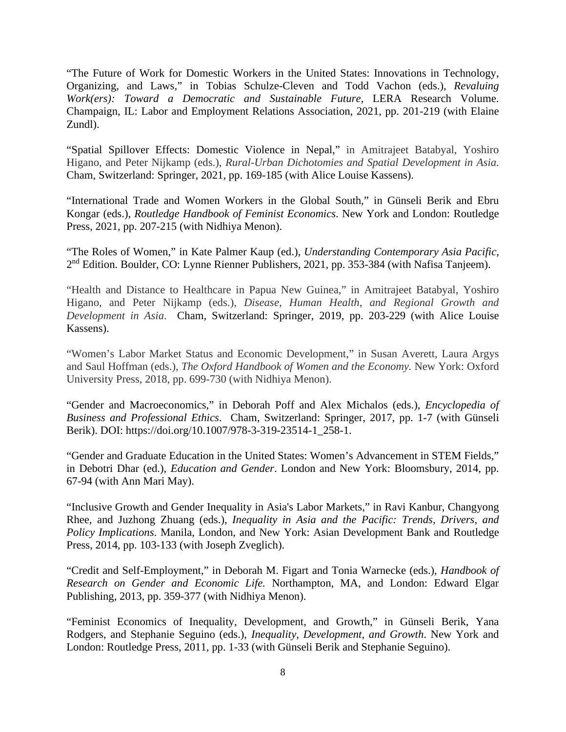"The Future of Work for Domestic Workers in the United States: Innovations in Technology, Organizing, and Laws," in Tobias Schulze-Cleven and Todd Vachon (eds.), *Revaluing Work(ers): Toward a Democratic and Sustainable Future*, LERA Research Volume. Champaign, IL: Labor and Employment Relations Association, 2021, pp. 201-219 (with Elaine Zundl).

"Spatial Spillover Effects: Domestic Violence in Nepal," in Amitrajeet Batabyal, Yoshiro Higano, and Peter Nijkamp (eds.), *Rural-Urban Dichotomies and Spatial Development in Asia*. Cham, Switzerland: Springer, 2021, pp. 169-185 (with Alice Louise Kassens).

"International Trade and Women Workers in the Global South," in Günseli Berik and Ebru Kongar (eds.), *Routledge Handbook of Feminist Economics*. New York and London: Routledge Press, 2021, pp. 207-215 (with Nidhiya Menon).

"The Roles of Women," in Kate Palmer Kaup (ed.), *Understanding Contemporary Asia Pacific*, 2nd Edition. Boulder, CO: Lynne Rienner Publishers, 2021, pp. 353-384 (with Nafisa Tanjeem).

"Health and Distance to Healthcare in Papua New Guinea," in Amitrajeet Batabyal, Yoshiro Higano, and Peter Nijkamp (eds.), *Disease, Human Health, and Regional Growth and Development in Asia*. Cham, Switzerland: Springer, 2019, pp. 203-229 (with Alice Louise Kassens).

"Women's Labor Market Status and Economic Development," in Susan Averett, Laura Argys and Saul Hoffman (eds.), *The Oxford Handbook of Women and the Economy.* New York: Oxford University Press, 2018, pp. 699-730 (with Nidhiya Menon).

"Gender and Macroeconomics," in Deborah Poff and Alex Michalos (eds.), *Encyclopedia of Business and Professional Ethics*. Cham, Switzerland: Springer, 2017, pp. 1-7 (with Günseli Berik). DOI: https://doi.org/10.1007/978-3-319-23514-1_258-1.

"Gender and Graduate Education in the United States: Women's Advancement in STEM Fields," in Debotri Dhar (ed.), *Education and Gender*. London and New York: Bloomsbury, 2014, pp. 67-94 (with Ann Mari May).

"Inclusive Growth and Gender Inequality in Asia's Labor Markets," in Ravi Kanbur, Changyong Rhee, and Juzhong Zhuang (eds.), *Inequality in Asia and the Pacific: Trends, Drivers, and Policy Implications*. Manila, London, and New York: Asian Development Bank and Routledge Press, 2014, pp. 103-133 (with Joseph Zveglich).

"Credit and Self-Employment," in Deborah M. Figart and Tonia Warnecke (eds.), *Handbook of Research on Gender and Economic Life.* Northampton, MA, and London: Edward Elgar Publishing, 2013, pp. 359-377 (with Nidhiya Menon).

"Feminist Economics of Inequality, Development, and Growth," in Günseli Berik, Yana Rodgers, and Stephanie Seguino (eds.), *Inequality, Development, and Growth*. New York and London: Routledge Press, 2011, pp. 1-33 (with Günseli Berik and Stephanie Seguino).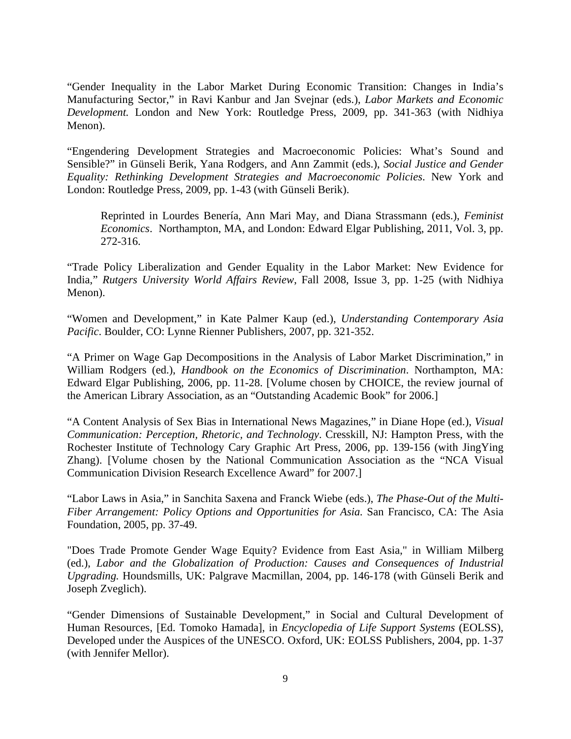"Gender Inequality in the Labor Market During Economic Transition: Changes in India's Manufacturing Sector," in Ravi Kanbur and Jan Svejnar (eds.), *Labor Markets and Economic Development.* London and New York: Routledge Press, 2009, pp. 341-363 (with Nidhiya Menon).

"Engendering Development Strategies and Macroeconomic Policies: What's Sound and Sensible?" in Günseli Berik, Yana Rodgers, and Ann Zammit (eds.), *Social Justice and Gender Equality: Rethinking Development Strategies and Macroeconomic Policies*. New York and London: Routledge Press, 2009, pp. 1-43 (with Günseli Berik).

> Reprinted in Lourdes Benería, Ann Mari May, and Diana Strassmann (eds.), *Feminist Economics*. Northampton, MA, and London: Edward Elgar Publishing, 2011, Vol. 3, pp. 272-316.

"Trade Policy Liberalization and Gender Equality in the Labor Market: New Evidence for India," *Rutgers University World Affairs Review*, Fall 2008, Issue 3, pp. 1-25 (with Nidhiya Menon).

"Women and Development," in Kate Palmer Kaup (ed.), *Understanding Contemporary Asia Pacific*. Boulder, CO: Lynne Rienner Publishers, 2007, pp. 321-352.

"A Primer on Wage Gap Decompositions in the Analysis of Labor Market Discrimination," in William Rodgers (ed.), *Handbook on the Economics of Discrimination*. Northampton, MA: Edward Elgar Publishing, 2006, pp. 11-28. [Volume chosen by CHOICE, the review journal of the American Library Association, as an "Outstanding Academic Book" for 2006.]

"A Content Analysis of Sex Bias in International News Magazines," in Diane Hope (ed.), *Visual Communication: Perception, Rhetoric, and Technology*. Cresskill, NJ: Hampton Press, with the Rochester Institute of Technology Cary Graphic Art Press, 2006, pp. 139-156 (with JingYing Zhang). [Volume chosen by the National Communication Association as the "NCA Visual Communication Division Research Excellence Award" for 2007.]

"Labor Laws in Asia," in Sanchita Saxena and Franck Wiebe (eds.), *The Phase-Out of the Multi-Fiber Arrangement: Policy Options and Opportunities for Asia.* San Francisco, CA: The Asia Foundation, 2005, pp. 37-49.

"Does Trade Promote Gender Wage Equity? Evidence from East Asia," in William Milberg (ed.), *Labor and the Globalization of Production: Causes and Consequences of Industrial Upgrading.* Houndsmills, UK: Palgrave Macmillan, 2004, pp. 146-178 (with Günseli Berik and Joseph Zveglich).

"Gender Dimensions of Sustainable Development," in Social and Cultural Development of Human Resources, [Ed. Tomoko Hamada], in *Encyclopedia of Life Support Systems* (EOLSS), Developed under the Auspices of the UNESCO. Oxford, UK: EOLSS Publishers, 2004, pp. 1-37 (with Jennifer Mellor).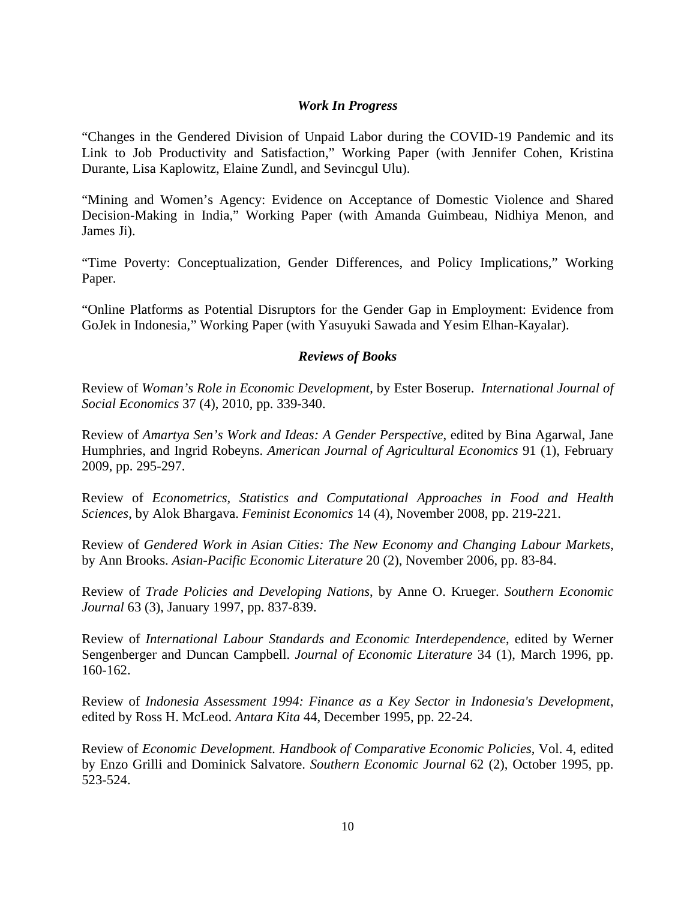### *Work In Progress*

"Changes in the Gendered Division of Unpaid Labor during the COVID-19 Pandemic and its Link to Job Productivity and Satisfaction," Working Paper (with Jennifer Cohen, Kristina Durante, Lisa Kaplowitz, Elaine Zundl, and Sevincgul Ulu).

"Mining and Women's Agency: Evidence on Acceptance of Domestic Violence and Shared Decision-Making in India," Working Paper (with Amanda Guimbeau, Nidhiya Menon, and James Ji).

"Time Poverty: Conceptualization, Gender Differences, and Policy Implications," Working Paper.

"Online Platforms as Potential Disruptors for the Gender Gap in Employment: Evidence from GoJek in Indonesia," Working Paper (with Yasuyuki Sawada and Yesim Elhan-Kayalar).

### *Reviews of Books*

Review of *Woman's Role in Economic Development*, by Ester Boserup. *International Journal of Social Economics* 37 (4), 2010, pp. 339-340.

Review of *Amartya Sen's Work and Ideas: A Gender Perspective*, edited by Bina Agarwal, Jane Humphries, and Ingrid Robeyns. *American Journal of Agricultural Economics* 91 (1), February 2009, pp. 295-297.

Review of *Econometrics, Statistics and Computational Approaches in Food and Health Sciences*, by Alok Bhargava. *Feminist Economics* 14 (4), November 2008, pp. 219-221.

Review of *Gendered Work in Asian Cities: The New Economy and Changing Labour Markets*, by Ann Brooks. *Asian-Pacific Economic Literature* 20 (2), November 2006, pp. 83-84.

Review of *Trade Policies and Developing Nations*, by Anne O. Krueger. *Southern Economic Journal* 63 (3), January 1997, pp. 837-839.

Review of *International Labour Standards and Economic Interdependence*, edited by Werner Sengenberger and Duncan Campbell. *Journal of Economic Literature* 34 (1), March 1996, pp. 160-162.

Review of *Indonesia Assessment 1994: Finance as a Key Sector in Indonesia's Development*, edited by Ross H. McLeod. *Antara Kita* 44, December 1995, pp. 22-24.

Review of *Economic Development. Handbook of Comparative Economic Policies*, Vol. 4, edited by Enzo Grilli and Dominick Salvatore. *Southern Economic Journal* 62 (2), October 1995, pp. 523-524.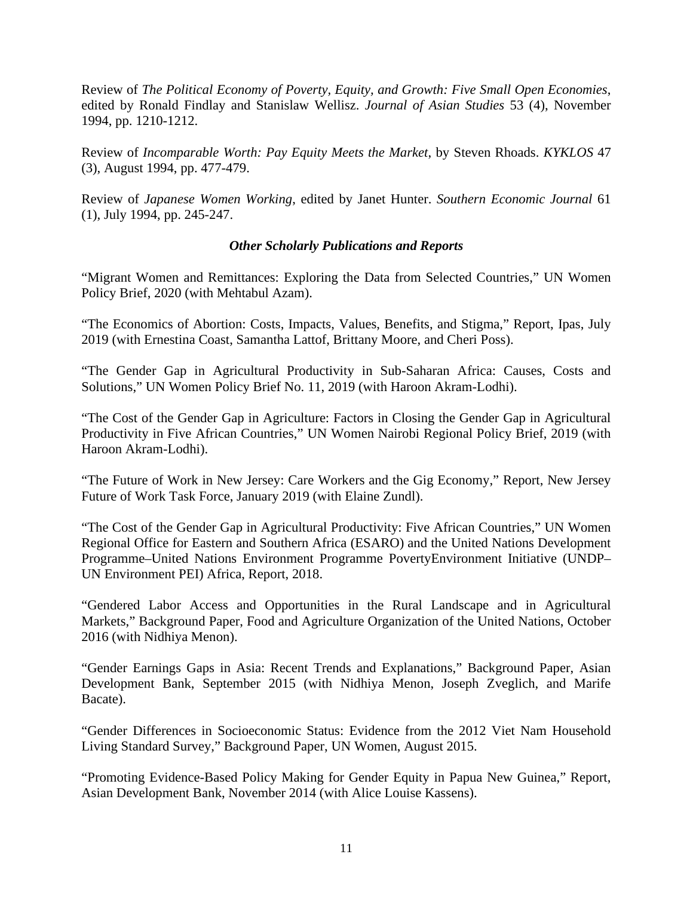Review of *The Political Economy of Poverty, Equity, and Growth: Five Small Open Economies*, edited by Ronald Findlay and Stanislaw Wellisz. *Journal of Asian Studies* 53 (4), November 1994, pp. 1210-1212.

Review of *Incomparable Worth: Pay Equity Meets the Market*, by Steven Rhoads. *KYKLOS* 47 (3), August 1994, pp. 477-479.

Review of *Japanese Women Working*, edited by Janet Hunter. *Southern Economic Journal* 61 (1), July 1994, pp. 245-247.

### *Other Scholarly Publications and Reports*

"Migrant Women and Remittances: Exploring the Data from Selected Countries," UN Women Policy Brief, 2020 (with Mehtabul Azam).

"The Economics of Abortion: Costs, Impacts, Values, Benefits, and Stigma," Report, Ipas, July 2019 (with Ernestina Coast, Samantha Lattof, Brittany Moore, and Cheri Poss).

"The Gender Gap in Agricultural Productivity in Sub-Saharan Africa: Causes, Costs and Solutions," UN Women Policy Brief No. 11, 2019 (with Haroon Akram-Lodhi).

"The Cost of the Gender Gap in Agriculture: Factors in Closing the Gender Gap in Agricultural Productivity in Five African Countries," UN Women Nairobi Regional Policy Brief, 2019 (with Haroon Akram-Lodhi).

"The Future of Work in New Jersey: Care Workers and the Gig Economy," Report, New Jersey Future of Work Task Force, January 2019 (with Elaine Zundl).

"The Cost of the Gender Gap in Agricultural Productivity: Five African Countries," UN Women Regional Office for Eastern and Southern Africa (ESARO) and the United Nations Development Programme–United Nations Environment Programme PovertyEnvironment Initiative (UNDP–UN Environment PEI) Africa, Report, 2018.

"Gendered Labor Access and Opportunities in the Rural Landscape and in Agricultural Markets," Background Paper, Food and Agriculture Organization of the United Nations, October 2016 (with Nidhiya Menon).

"Gender Earnings Gaps in Asia: Recent Trends and Explanations," Background Paper, Asian Development Bank, September 2015 (with Nidhiya Menon, Joseph Zveglich, and Marife Bacate).

"Gender Differences in Socioeconomic Status: Evidence from the 2012 Viet Nam Household Living Standard Survey," Background Paper, UN Women, August 2015.

"Promoting Evidence-Based Policy Making for Gender Equity in Papua New Guinea," Report, Asian Development Bank, November 2014 (with Alice Louise Kassens).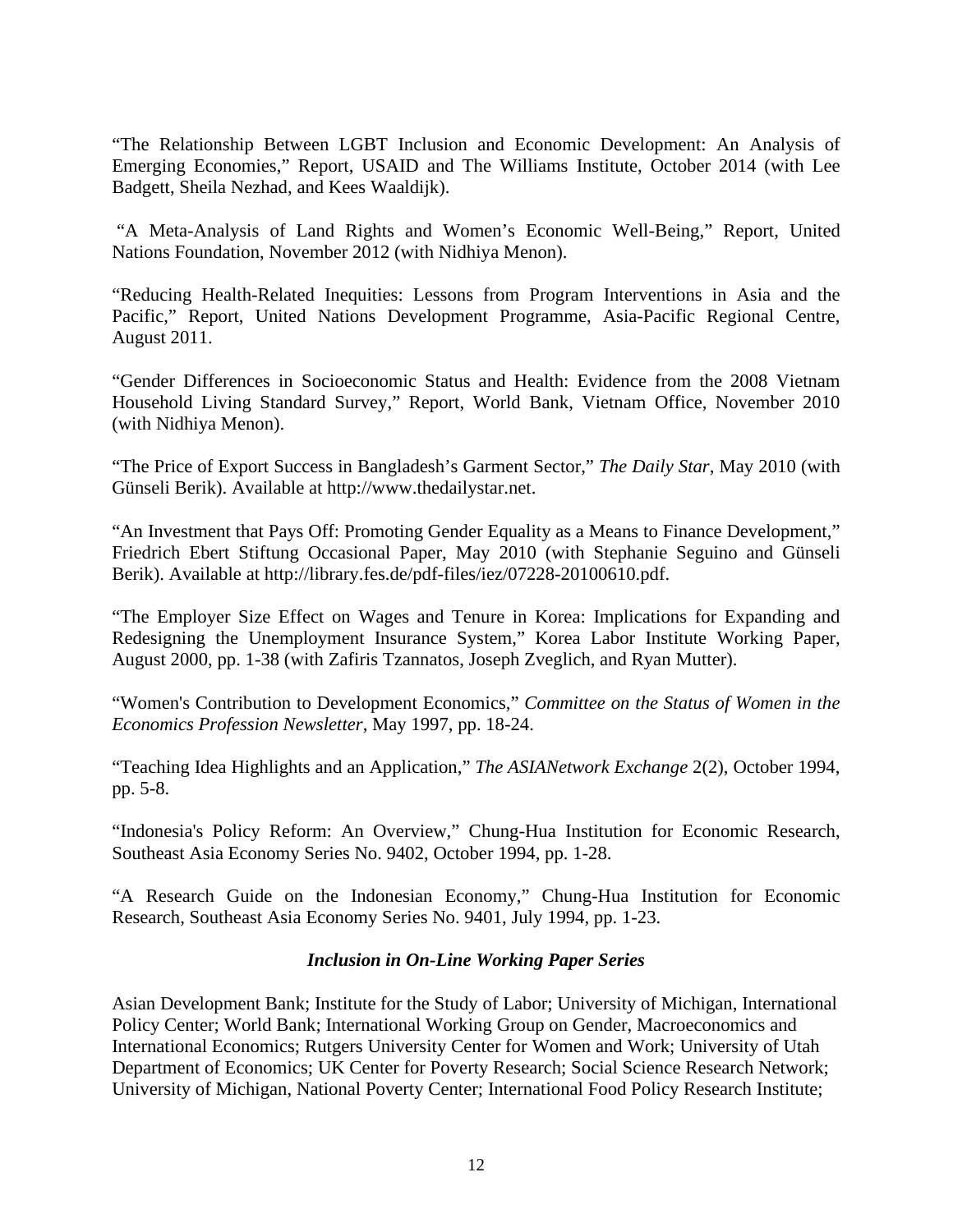"The Relationship Between LGBT Inclusion and Economic Development: An Analysis of Emerging Economies," Report, USAID and The Williams Institute, October 2014 (with Lee Badgett, Sheila Nezhad, and Kees Waaldijk).

"A Meta-Analysis of Land Rights and Women's Economic Well-Being," Report, United Nations Foundation, November 2012 (with Nidhiya Menon).

"Reducing Health-Related Inequities: Lessons from Program Interventions in Asia and the Pacific," Report, United Nations Development Programme, Asia-Pacific Regional Centre, August 2011.

"Gender Differences in Socioeconomic Status and Health: Evidence from the 2008 Vietnam Household Living Standard Survey," Report, World Bank, Vietnam Office, November 2010 (with Nidhiya Menon).

"The Price of Export Success in Bangladesh's Garment Sector," *The Daily Star*, May 2010 (with Günseli Berik). Available at http://www.thedailystar.net.

"An Investment that Pays Off: Promoting Gender Equality as a Means to Finance Development," Friedrich Ebert Stiftung Occasional Paper, May 2010 (with Stephanie Seguino and Günseli Berik). Available at http://library.fes.de/pdf-files/iez/07228-20100610.pdf.

"The Employer Size Effect on Wages and Tenure in Korea: Implications for Expanding and Redesigning the Unemployment Insurance System," Korea Labor Institute Working Paper, August 2000, pp. 1-38 (with Zafiris Tzannatos, Joseph Zveglich, and Ryan Mutter).

"Women's Contribution to Development Economics," *Committee on the Status of Women in the Economics Profession Newsletter*, May 1997, pp. 18-24.

"Teaching Idea Highlights and an Application," *The ASIANetwork Exchange* 2(2), October 1994, pp. 5-8.

"Indonesia's Policy Reform: An Overview," Chung-Hua Institution for Economic Research, Southeast Asia Economy Series No. 9402, October 1994, pp. 1-28.

"A Research Guide on the Indonesian Economy," Chung-Hua Institution for Economic Research, Southeast Asia Economy Series No. 9401, July 1994, pp. 1-23.

### *Inclusion in On-Line Working Paper Series*

Asian Development Bank; Institute for the Study of Labor; University of Michigan, International Policy Center; World Bank; International Working Group on Gender, Macroeconomics and International Economics; Rutgers University Center for Women and Work; University of Utah Department of Economics; UK Center for Poverty Research; Social Science Research Network; University of Michigan, National Poverty Center; International Food Policy Research Institute;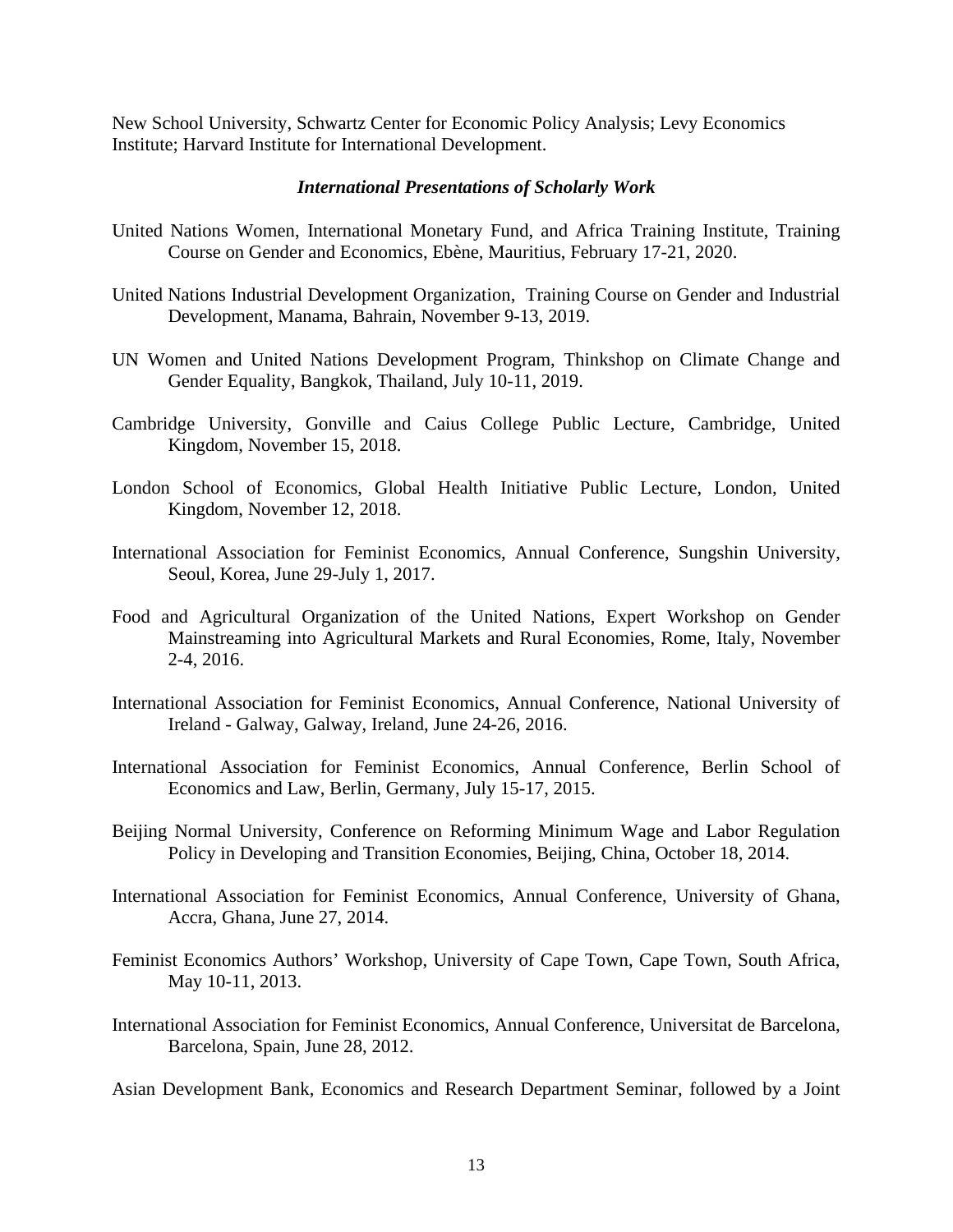New School University, Schwartz Center for Economic Policy Analysis; Levy Economics Institute; Harvard Institute for International Development.

### *International Presentations of Scholarly Work*

United Nations Women, International Monetary Fund, and Africa Training Institute, Training Course on Gender and Economics, Ebène, Mauritius, February 17-21, 2020.

United Nations Industrial Development Organization, Training Course on Gender and Industrial Development, Manama, Bahrain, November 9-13, 2019.

UN Women and United Nations Development Program, Thinkshop on Climate Change and Gender Equality, Bangkok, Thailand, July 10-11, 2019.

Cambridge University, Gonville and Caius College Public Lecture, Cambridge, United Kingdom, November 15, 2018.

London School of Economics, Global Health Initiative Public Lecture, London, United Kingdom, November 12, 2018.

International Association for Feminist Economics, Annual Conference, Sungshin University, Seoul, Korea, June 29-July 1, 2017.

Food and Agricultural Organization of the United Nations, Expert Workshop on Gender Mainstreaming into Agricultural Markets and Rural Economies, Rome, Italy, November 2-4, 2016.

International Association for Feminist Economics, Annual Conference, National University of Ireland - Galway, Galway, Ireland, June 24-26, 2016.

International Association for Feminist Economics, Annual Conference, Berlin School of Economics and Law, Berlin, Germany, July 15-17, 2015.

Beijing Normal University, Conference on Reforming Minimum Wage and Labor Regulation Policy in Developing and Transition Economies, Beijing, China, October 18, 2014.

International Association for Feminist Economics, Annual Conference, University of Ghana, Accra, Ghana, June 27, 2014.

Feminist Economics Authors' Workshop, University of Cape Town, Cape Town, South Africa, May 10-11, 2013.

International Association for Feminist Economics, Annual Conference, Universitat de Barcelona, Barcelona, Spain, June 28, 2012.

Asian Development Bank, Economics and Research Department Seminar, followed by a Joint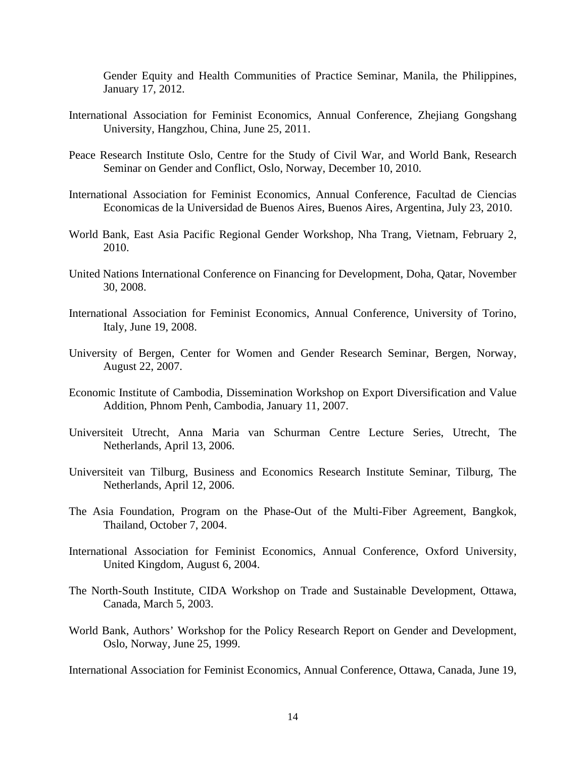Gender Equity and Health Communities of Practice Seminar, Manila, the Philippines, January 17, 2012.

International Association for Feminist Economics, Annual Conference, Zhejiang Gongshang University, Hangzhou, China, June 25, 2011.

Peace Research Institute Oslo, Centre for the Study of Civil War, and World Bank, Research Seminar on Gender and Conflict, Oslo, Norway, December 10, 2010.

International Association for Feminist Economics, Annual Conference, Facultad de Ciencias Economicas de la Universidad de Buenos Aires, Buenos Aires, Argentina, July 23, 2010.

World Bank, East Asia Pacific Regional Gender Workshop, Nha Trang, Vietnam, February 2, 2010.

United Nations International Conference on Financing for Development, Doha, Qatar, November 30, 2008.

International Association for Feminist Economics, Annual Conference, University of Torino, Italy, June 19, 2008.

University of Bergen, Center for Women and Gender Research Seminar, Bergen, Norway, August 22, 2007.

Economic Institute of Cambodia, Dissemination Workshop on Export Diversification and Value Addition, Phnom Penh, Cambodia, January 11, 2007.

Universiteit Utrecht, Anna Maria van Schurman Centre Lecture Series, Utrecht, The Netherlands, April 13, 2006.

Universiteit van Tilburg, Business and Economics Research Institute Seminar, Tilburg, The Netherlands, April 12, 2006.

The Asia Foundation, Program on the Phase-Out of the Multi-Fiber Agreement, Bangkok, Thailand, October 7, 2004.

International Association for Feminist Economics, Annual Conference, Oxford University, United Kingdom, August 6, 2004.

The North-South Institute, CIDA Workshop on Trade and Sustainable Development, Ottawa, Canada, March 5, 2003.

World Bank, Authors' Workshop for the Policy Research Report on Gender and Development, Oslo, Norway, June 25, 1999.

International Association for Feminist Economics, Annual Conference, Ottawa, Canada, June 19,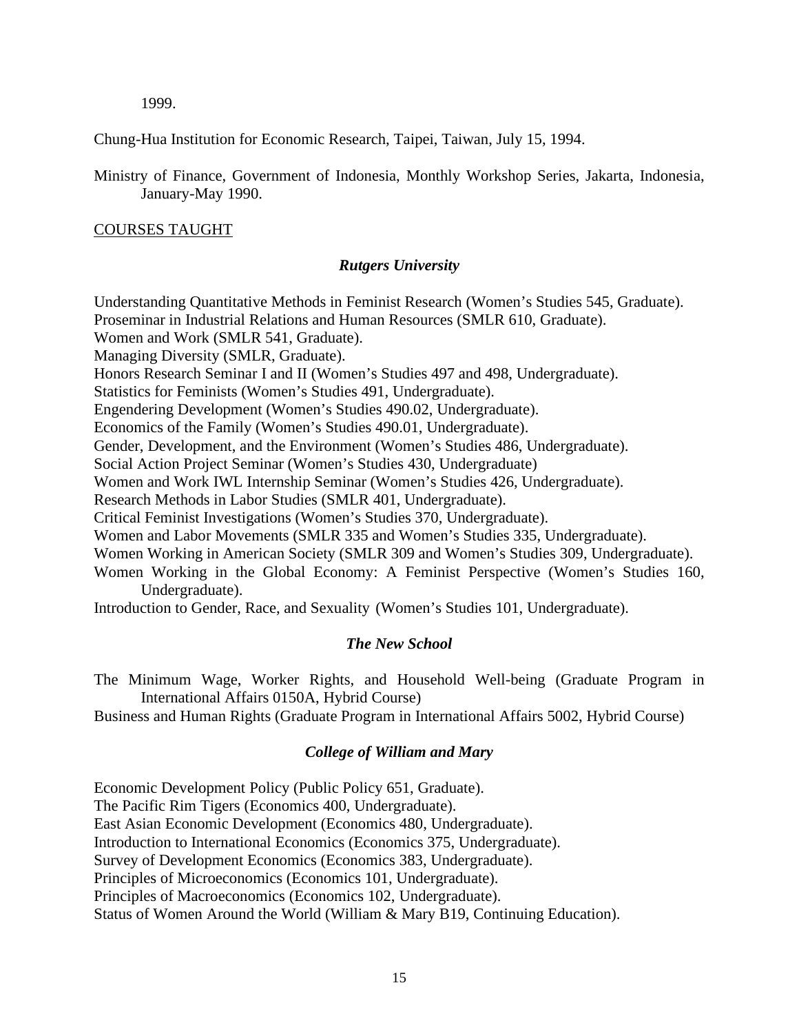1999.

Chung-Hua Institution for Economic Research, Taipei, Taiwan, July 15, 1994.

Ministry of Finance, Government of Indonesia, Monthly Workshop Series, Jakarta, Indonesia, January-May 1990.

## COURSES TAUGHT

### *Rutgers University*

Understanding Quantitative Methods in Feminist Research (Women's Studies 545, Graduate).
Proseminar in Industrial Relations and Human Resources (SMLR 610, Graduate).
Women and Work (SMLR 541, Graduate).
Managing Diversity (SMLR, Graduate).
Honors Research Seminar I and II (Women's Studies 497 and 498, Undergraduate).
Statistics for Feminists (Women's Studies 491, Undergraduate).
Engendering Development (Women's Studies 490.02, Undergraduate).
Economics of the Family (Women's Studies 490.01, Undergraduate).
Gender, Development, and the Environment (Women's Studies 486, Undergraduate).
Social Action Project Seminar (Women's Studies 430, Undergraduate)
Women and Work IWL Internship Seminar (Women's Studies 426, Undergraduate).
Research Methods in Labor Studies (SMLR 401, Undergraduate).
Critical Feminist Investigations (Women's Studies 370, Undergraduate).
Women and Labor Movements (SMLR 335 and Women's Studies 335, Undergraduate).
Women Working in American Society (SMLR 309 and Women's Studies 309, Undergraduate).
Women Working in the Global Economy: A Feminist Perspective (Women's Studies 160, Undergraduate).
Introduction to Gender, Race, and Sexuality (Women's Studies 101, Undergraduate).

### *The New School*

The Minimum Wage, Worker Rights, and Household Well-being (Graduate Program in International Affairs 0150A, Hybrid Course)
Business and Human Rights (Graduate Program in International Affairs 5002, Hybrid Course)

### *College of William and Mary*

Economic Development Policy (Public Policy 651, Graduate).
The Pacific Rim Tigers (Economics 400, Undergraduate).
East Asian Economic Development (Economics 480, Undergraduate).
Introduction to International Economics (Economics 375, Undergraduate).
Survey of Development Economics (Economics 383, Undergraduate).
Principles of Microeconomics (Economics 101, Undergraduate).
Principles of Macroeconomics (Economics 102, Undergraduate).
Status of Women Around the World (William & Mary B19, Continuing Education).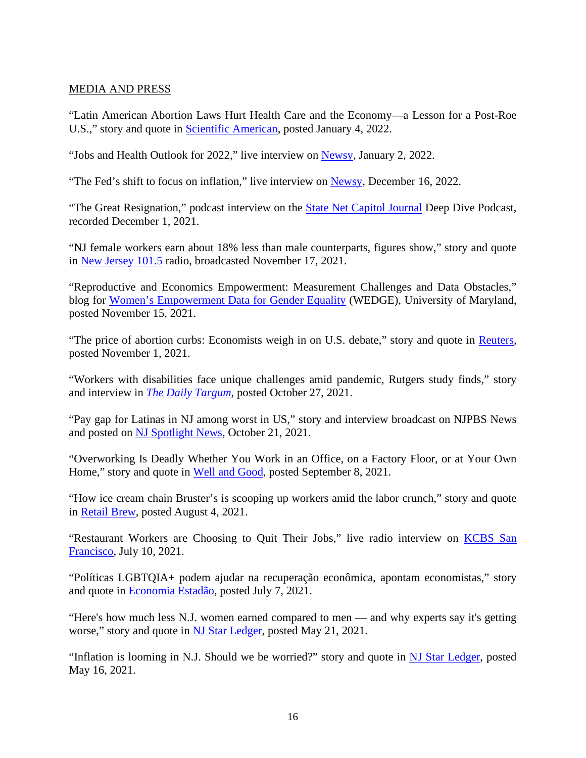MEDIA AND PRESS

“Latin American Abortion Laws Hurt Health Care and the Economy—a Lesson for a Post-Roe U.S.,” story and quote in Scientific American, posted January 4, 2022.

“Jobs and Health Outlook for 2022,” live interview on Newsy, January 2, 2022.

“The Fed’s shift to focus on inflation,” live interview on Newsy, December 16, 2022.

“The Great Resignation,” podcast interview on the State Net Capitol Journal Deep Dive Podcast, recorded December 1, 2021.

“NJ female workers earn about 18% less than male counterparts, figures show,” story and quote in New Jersey 101.5 radio, broadcasted November 17, 2021.

“Reproductive and Economics Empowerment: Measurement Challenges and Data Obstacles,” blog for Women’s Empowerment Data for Gender Equality (WEDGE), University of Maryland, posted November 15, 2021.

“The price of abortion curbs: Economists weigh in on U.S. debate,” story and quote in Reuters, posted November 1, 2021.

“Workers with disabilities face unique challenges amid pandemic, Rutgers study finds,” story and interview in *The Daily Targum*, posted October 27, 2021.

“Pay gap for Latinas in NJ among worst in US,” story and interview broadcast on NJPBS News and posted on NJ Spotlight News, October 21, 2021.

“Overworking Is Deadly Whether You Work in an Office, on a Factory Floor, or at Your Own Home,” story and quote in Well and Good, posted September 8, 2021.

“How ice cream chain Bruster’s is scooping up workers amid the labor crunch,” story and quote in Retail Brew, posted August 4, 2021.

“Restaurant Workers are Choosing to Quit Their Jobs,” live radio interview on KCBS San Francisco, July 10, 2021.

“Políticas LGBTQIA+ podem ajudar na recuperação econômica, apontam economistas,” story and quote in Economia Estadão, posted July 7, 2021.

“Here's how much less N.J. women earned compared to men — and why experts say it's getting worse,” story and quote in NJ Star Ledger, posted May 21, 2021.

“Inflation is looming in N.J. Should we be worried?” story and quote in NJ Star Ledger, posted May 16, 2021.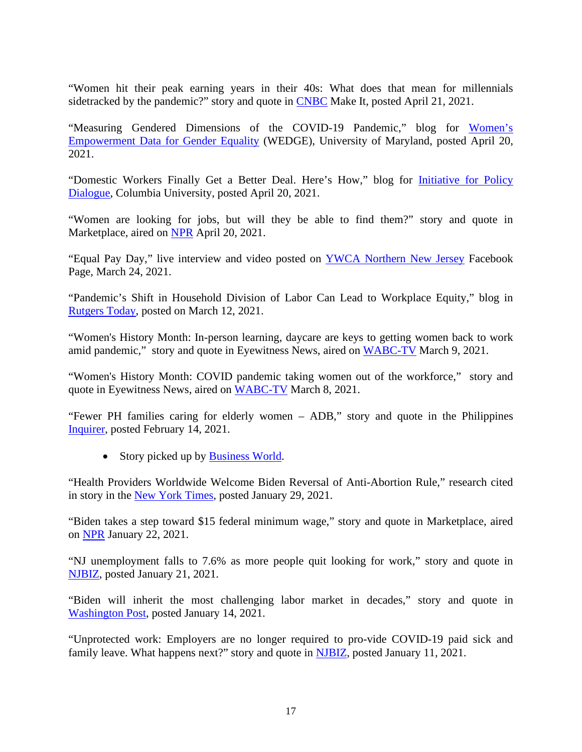"Women hit their peak earning years in their 40s: What does that mean for millennials sidetracked by the pandemic?" story and quote in CNBC Make It, posted April 21, 2021.

"Measuring Gendered Dimensions of the COVID-19 Pandemic," blog for Women's Empowerment Data for Gender Equality (WEDGE), University of Maryland, posted April 20, 2021.

"Domestic Workers Finally Get a Better Deal. Here's How," blog for Initiative for Policy Dialogue, Columbia University, posted April 20, 2021.

"Women are looking for jobs, but will they be able to find them?" story and quote in Marketplace, aired on NPR April 20, 2021.

"Equal Pay Day," live interview and video posted on YWCA Northern New Jersey Facebook Page, March 24, 2021.

"Pandemic's Shift in Household Division of Labor Can Lead to Workplace Equity," blog in Rutgers Today, posted on March 12, 2021.

"Women's History Month: In-person learning, daycare are keys to getting women back to work amid pandemic," story and quote in Eyewitness News, aired on WABC-TV March 9, 2021.

"Women's History Month: COVID pandemic taking women out of the workforce," story and quote in Eyewitness News, aired on WABC-TV March 8, 2021.

"Fewer PH families caring for elderly women – ADB," story and quote in the Philippines Inquirer, posted February 14, 2021.

- Story picked up by Business World.

"Health Providers Worldwide Welcome Biden Reversal of Anti-Abortion Rule," research cited in story in the New York Times, posted January 29, 2021.

"Biden takes a step toward $15 federal minimum wage," story and quote in Marketplace, aired on NPR January 22, 2021.

"NJ unemployment falls to 7.6% as more people quit looking for work," story and quote in NJBIZ, posted January 21, 2021.

"Biden will inherit the most challenging labor market in decades," story and quote in Washington Post, posted January 14, 2021.

"Unprotected work: Employers are no longer required to pro-vide COVID-19 paid sick and family leave. What happens next?" story and quote in NJBIZ, posted January 11, 2021.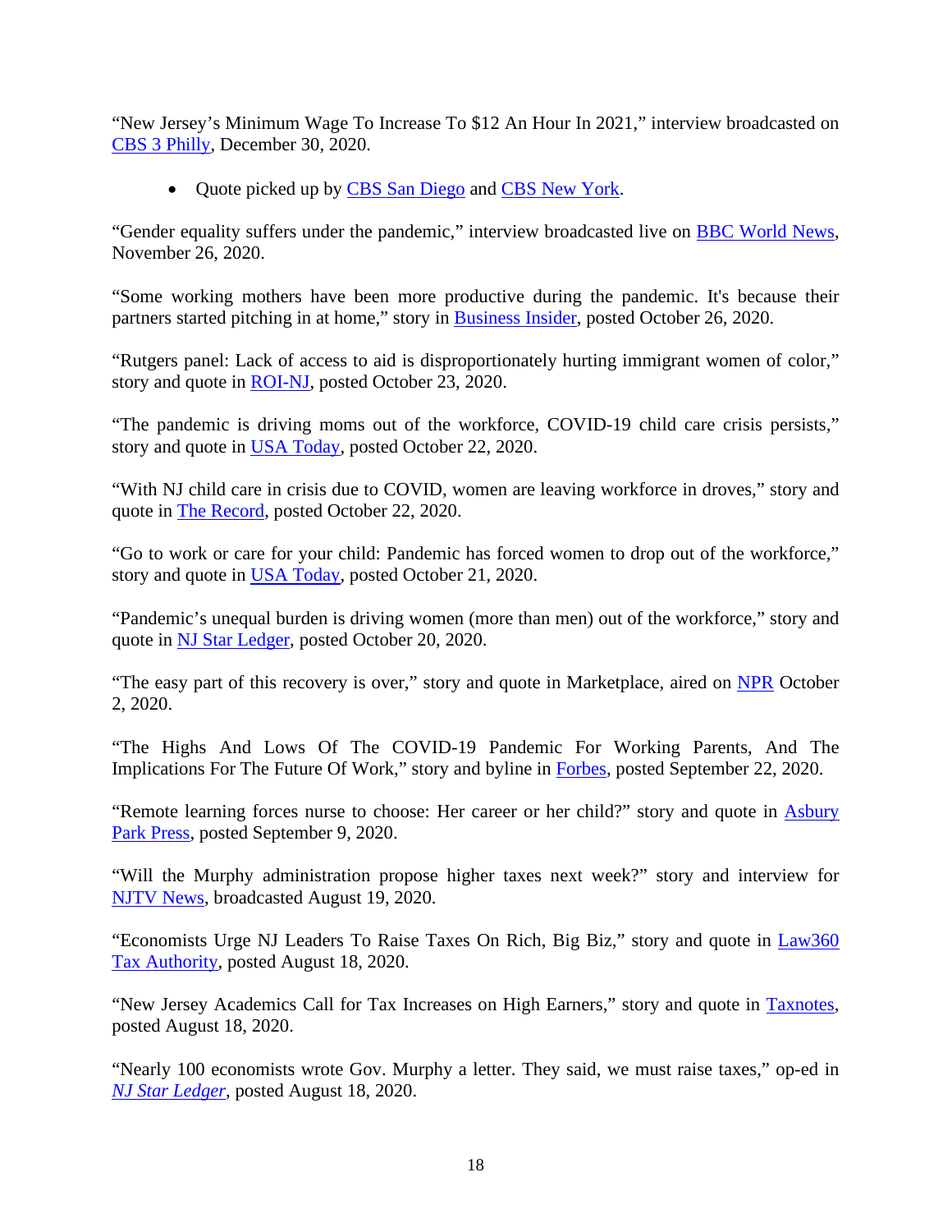"New Jersey's Minimum Wage To Increase To $12 An Hour In 2021," interview broadcasted on CBS 3 Philly, December 30, 2020.

- Quote picked up by CBS San Diego and CBS New York.

"Gender equality suffers under the pandemic," interview broadcasted live on BBC World News, November 26, 2020.

"Some working mothers have been more productive during the pandemic. It's because their partners started pitching in at home," story in Business Insider, posted October 26, 2020.

"Rutgers panel: Lack of access to aid is disproportionately hurting immigrant women of color," story and quote in ROI-NJ, posted October 23, 2020.

"The pandemic is driving moms out of the workforce, COVID-19 child care crisis persists," story and quote in USA Today, posted October 22, 2020.

"With NJ child care in crisis due to COVID, women are leaving workforce in droves," story and quote in The Record, posted October 22, 2020.

"Go to work or care for your child: Pandemic has forced women to drop out of the workforce," story and quote in USA Today, posted October 21, 2020.

"Pandemic's unequal burden is driving women (more than men) out of the workforce," story and quote in NJ Star Ledger, posted October 20, 2020.

"The easy part of this recovery is over," story and quote in Marketplace, aired on NPR October 2, 2020.

"The Highs And Lows Of The COVID-19 Pandemic For Working Parents, And The Implications For The Future Of Work," story and byline in Forbes, posted September 22, 2020.

"Remote learning forces nurse to choose: Her career or her child?" story and quote in Asbury Park Press, posted September 9, 2020.

"Will the Murphy administration propose higher taxes next week?" story and interview for NJTV News, broadcasted August 19, 2020.

"Economists Urge NJ Leaders To Raise Taxes On Rich, Big Biz," story and quote in Law360 Tax Authority, posted August 18, 2020.

"New Jersey Academics Call for Tax Increases on High Earners," story and quote in Taxnotes, posted August 18, 2020.

"Nearly 100 economists wrote Gov. Murphy a letter. They said, we must raise taxes," op-ed in *NJ Star Ledger*, posted August 18, 2020.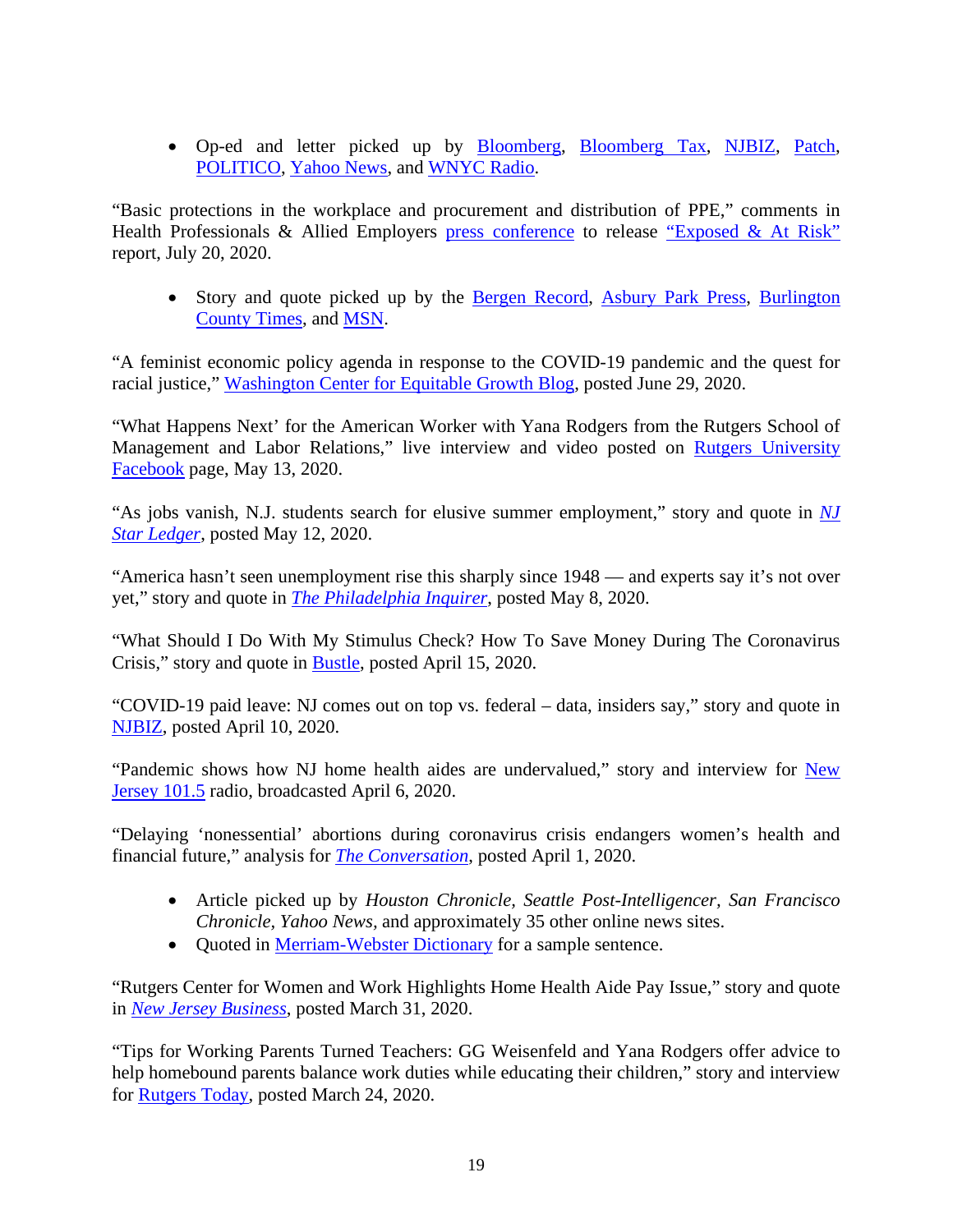- Op-ed and letter picked up by Bloomberg, Bloomberg Tax, NJBIZ, Patch, POLITICO, Yahoo News, and WNYC Radio.

"Basic protections in the workplace and procurement and distribution of PPE," comments in Health Professionals & Allied Employers press conference to release "Exposed & At Risk" report, July 20, 2020.

- Story and quote picked up by the Bergen Record, Asbury Park Press, Burlington County Times, and MSN.

"A feminist economic policy agenda in response to the COVID-19 pandemic and the quest for racial justice," Washington Center for Equitable Growth Blog, posted June 29, 2020.

"What Happens Next' for the American Worker with Yana Rodgers from the Rutgers School of Management and Labor Relations," live interview and video posted on Rutgers University Facebook page, May 13, 2020.

"As jobs vanish, N.J. students search for elusive summer employment," story and quote in *NJ Star Ledger*, posted May 12, 2020.

"America hasn't seen unemployment rise this sharply since 1948 — and experts say it's not over yet," story and quote in *The Philadelphia Inquirer*, posted May 8, 2020.

"What Should I Do With My Stimulus Check? How To Save Money During The Coronavirus Crisis," story and quote in Bustle, posted April 15, 2020.

"COVID-19 paid leave: NJ comes out on top vs. federal – data, insiders say," story and quote in NJBIZ, posted April 10, 2020.

"Pandemic shows how NJ home health aides are undervalued," story and interview for New Jersey 101.5 radio, broadcasted April 6, 2020.

"Delaying 'nonessential' abortions during coronavirus crisis endangers women's health and financial future," analysis for *The Conversation*, posted April 1, 2020.

- Article picked up by *Houston Chronicle, Seattle Post-Intelligencer, San Francisco Chronicle, Yahoo News*, and approximately 35 other online news sites.
- Quoted in Merriam-Webster Dictionary for a sample sentence.

"Rutgers Center for Women and Work Highlights Home Health Aide Pay Issue," story and quote in *New Jersey Business*, posted March 31, 2020.

"Tips for Working Parents Turned Teachers: GG Weisenfeld and Yana Rodgers offer advice to help homebound parents balance work duties while educating their children," story and interview for Rutgers Today, posted March 24, 2020.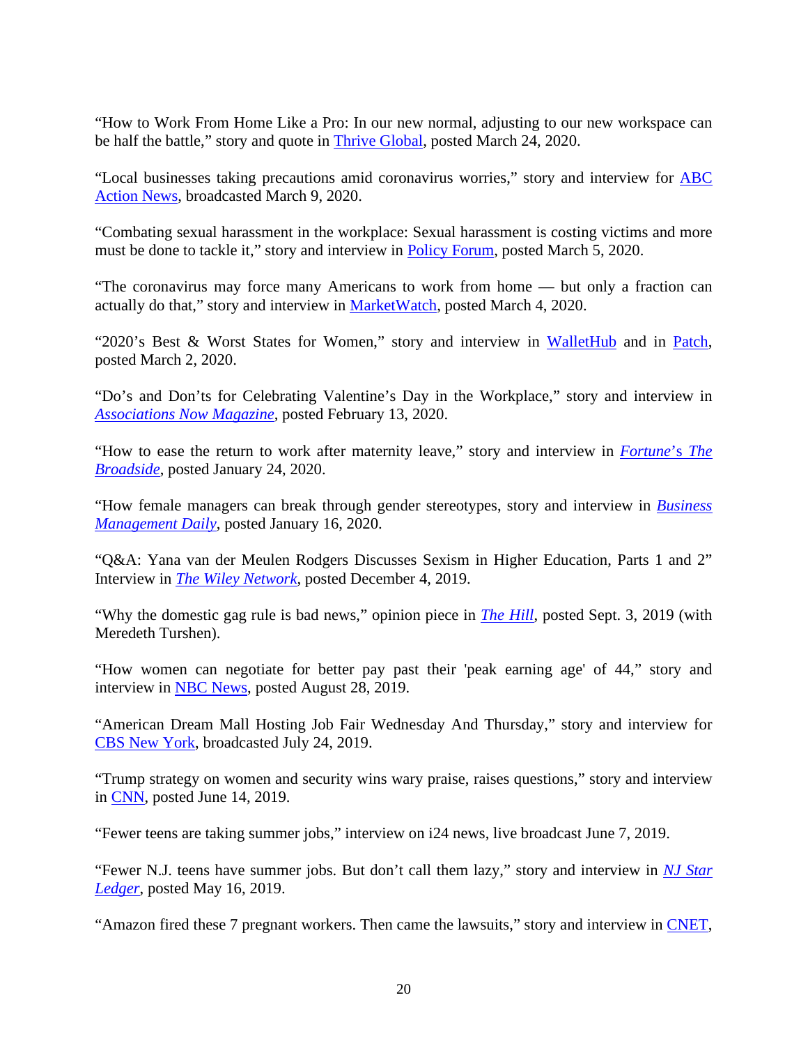"How to Work From Home Like a Pro: In our new normal, adjusting to our new workspace can be half the battle," story and quote in Thrive Global, posted March 24, 2020.

"Local businesses taking precautions amid coronavirus worries," story and interview for ABC Action News, broadcasted March 9, 2020.

"Combating sexual harassment in the workplace: Sexual harassment is costing victims and more must be done to tackle it," story and interview in Policy Forum, posted March 5, 2020.

"The coronavirus may force many Americans to work from home — but only a fraction can actually do that," story and interview in MarketWatch, posted March 4, 2020.

"2020's Best & Worst States for Women," story and interview in WalletHub and in Patch, posted March 2, 2020.

"Do's and Don'ts for Celebrating Valentine's Day in the Workplace," story and interview in *Associations Now Magazine*, posted February 13, 2020.

"How to ease the return to work after maternity leave," story and interview in *Fortune*'s *The Broadside*, posted January 24, 2020.

"How female managers can break through gender stereotypes, story and interview in *Business Management Daily*, posted January 16, 2020.

"Q&A: Yana van der Meulen Rodgers Discusses Sexism in Higher Education, Parts 1 and 2" Interview in *The Wiley Network*, posted December 4, 2019.

"Why the domestic gag rule is bad news," opinion piece in *The Hill*, posted Sept. 3, 2019 (with Meredeth Turshen).

"How women can negotiate for better pay past their 'peak earning age' of 44," story and interview in NBC News, posted August 28, 2019.

"American Dream Mall Hosting Job Fair Wednesday And Thursday," story and interview for CBS New York, broadcasted July 24, 2019.

"Trump strategy on women and security wins wary praise, raises questions," story and interview in CNN, posted June 14, 2019.

"Fewer teens are taking summer jobs," interview on i24 news, live broadcast June 7, 2019.

"Fewer N.J. teens have summer jobs. But don't call them lazy," story and interview in *NJ Star Ledger*, posted May 16, 2019.

"Amazon fired these 7 pregnant workers. Then came the lawsuits," story and interview in CNET,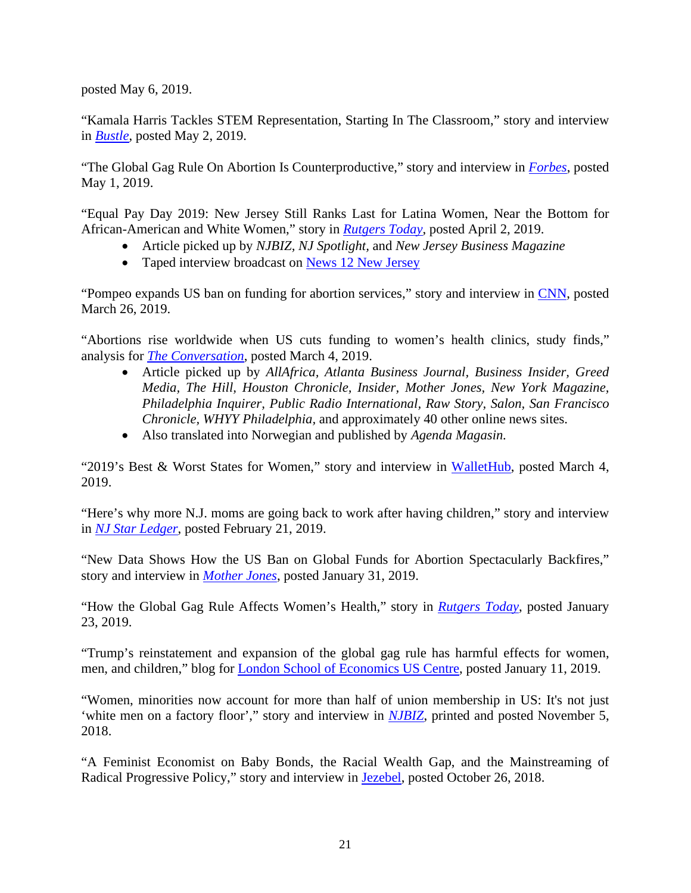posted May 6, 2019.

"Kamala Harris Tackles STEM Representation, Starting In The Classroom," story and interview in *Bustle*, posted May 2, 2019.

"The Global Gag Rule On Abortion Is Counterproductive," story and interview in *Forbes*, posted May 1, 2019.

"Equal Pay Day 2019: New Jersey Still Ranks Last for Latina Women, Near the Bottom for African-American and White Women," story in *Rutgers Today*, posted April 2, 2019.

- Article picked up by *NJBIZ*, *NJ Spotlight*, and *New Jersey Business Magazine*
- Taped interview broadcast on News 12 New Jersey

"Pompeo expands US ban on funding for abortion services," story and interview in CNN, posted March 26, 2019.

"Abortions rise worldwide when US cuts funding to women's health clinics, study finds," analysis for *The Conversation*, posted March 4, 2019.

- Article picked up by *AllAfrica*, *Atlanta Business Journal*, *Business Insider*, *Greed Media*, *The Hill*, *Houston Chronicle*, *Insider*, *Mother Jones*, *New York Magazine*, *Philadelphia Inquirer*, *Public Radio International*, *Raw Story*, *Salon*, *San Francisco Chronicle*, *WHYY Philadelphia*, and approximately 40 other online news sites.
- Also translated into Norwegian and published by *Agenda Magasin*.

"2019's Best & Worst States for Women," story and interview in WalletHub, posted March 4, 2019.

"Here's why more N.J. moms are going back to work after having children," story and interview in *NJ Star Ledger*, posted February 21, 2019.

"New Data Shows How the US Ban on Global Funds for Abortion Spectacularly Backfires," story and interview in *Mother Jones*, posted January 31, 2019.

"How the Global Gag Rule Affects Women's Health," story in *Rutgers Today*, posted January 23, 2019.

"Trump's reinstatement and expansion of the global gag rule has harmful effects for women, men, and children," blog for London School of Economics US Centre, posted January 11, 2019.

"Women, minorities now account for more than half of union membership in US: It's not just 'white men on a factory floor'," story and interview in *NJBIZ*, printed and posted November 5, 2018.

"A Feminist Economist on Baby Bonds, the Racial Wealth Gap, and the Mainstreaming of Radical Progressive Policy," story and interview in Jezebel, posted October 26, 2018.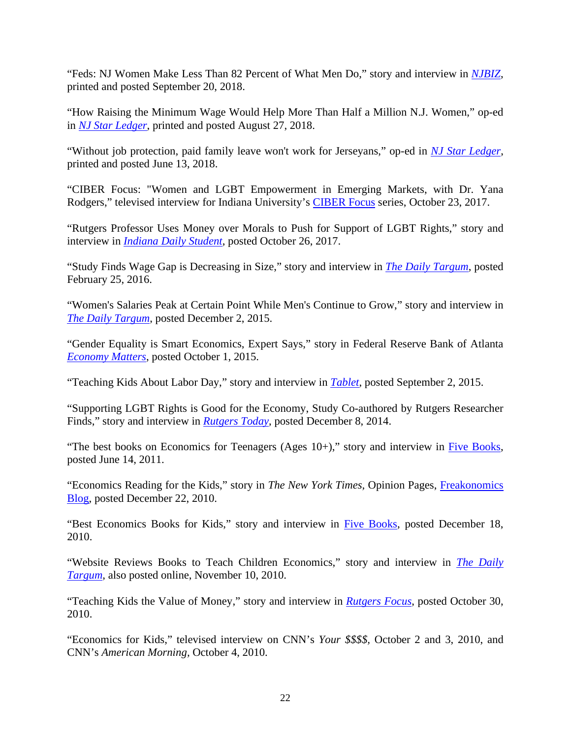“Feds: NJ Women Make Less Than 82 Percent of What Men Do,” story and interview in *NJBIZ*, printed and posted September 20, 2018.

“How Raising the Minimum Wage Would Help More Than Half a Million N.J. Women,” op-ed in *NJ Star Ledger*, printed and posted August 27, 2018.

“Without job protection, paid family leave won't work for Jerseyans,” op-ed in *NJ Star Ledger*, printed and posted June 13, 2018.

“CIBER Focus: "Women and LGBT Empowerment in Emerging Markets, with Dr. Yana Rodgers,” televised interview for Indiana University’s CIBER Focus series, October 23, 2017.

“Rutgers Professor Uses Money over Morals to Push for Support of LGBT Rights,” story and interview in *Indiana Daily Student*, posted October 26, 2017.

“Study Finds Wage Gap is Decreasing in Size,” story and interview in *The Daily Targum*, posted February 25, 2016.

“Women's Salaries Peak at Certain Point While Men's Continue to Grow,” story and interview in *The Daily Targum*, posted December 2, 2015.

“Gender Equality is Smart Economics, Expert Says,” story in Federal Reserve Bank of Atlanta *Economy Matters*, posted October 1, 2015.

“Teaching Kids About Labor Day,” story and interview in *Tablet*, posted September 2, 2015.

“Supporting LGBT Rights is Good for the Economy, Study Co-authored by Rutgers Researcher Finds,” story and interview in *Rutgers Today*, posted December 8, 2014.

“The best books on Economics for Teenagers (Ages 10+),” story and interview in Five Books, posted June 14, 2011.

“Economics Reading for the Kids,” story in *The New York Times*, Opinion Pages, Freakonomics Blog, posted December 22, 2010.

“Best Economics Books for Kids,” story and interview in Five Books, posted December 18, 2010.

“Website Reviews Books to Teach Children Economics,” story and interview in *The Daily Targum*, also posted online, November 10, 2010.

“Teaching Kids the Value of Money,” story and interview in *Rutgers Focus*, posted October 30, 2010.

“Economics for Kids,” televised interview on CNN’s *Your $$$$,* October 2 and 3, 2010, and CNN’s *American Morning*, October 4, 2010.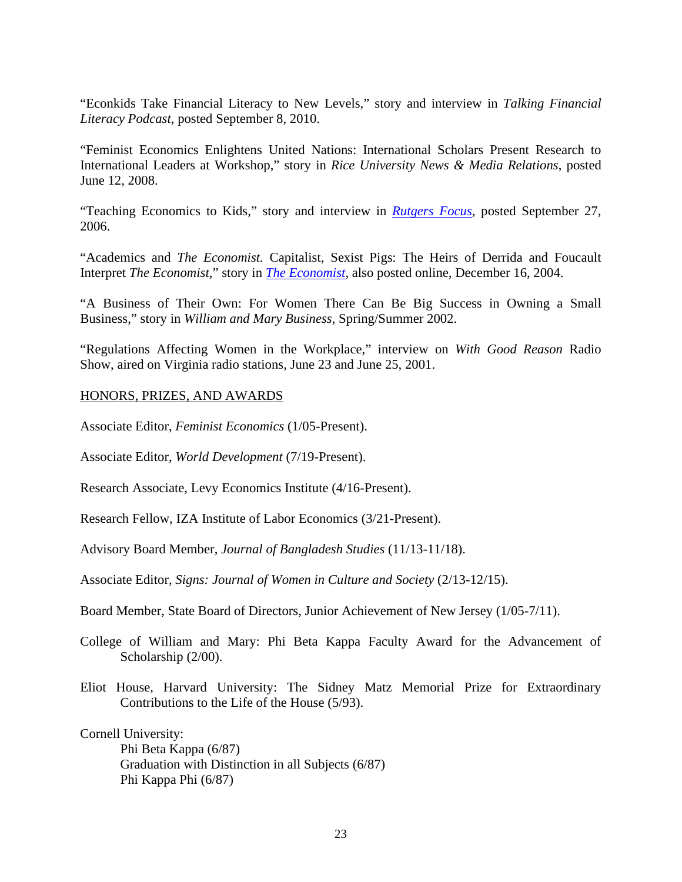"Econkids Take Financial Literacy to New Levels," story and interview in *Talking Financial Literacy Podcast*, posted September 8, 2010.

"Feminist Economics Enlightens United Nations: International Scholars Present Research to International Leaders at Workshop," story in *Rice University News & Media Relations*, posted June 12, 2008.

"Teaching Economics to Kids," story and interview in *Rutgers Focus*, posted September 27, 2006.

"Academics and *The Economist.* Capitalist, Sexist Pigs: The Heirs of Derrida and Foucault Interpret *The Economist*," story in *The Economist*, also posted online, December 16, 2004.

"A Business of Their Own: For Women There Can Be Big Success in Owning a Small Business," story in *William and Mary Business*, Spring/Summer 2002.

"Regulations Affecting Women in the Workplace," interview on *With Good Reason* Radio Show, aired on Virginia radio stations, June 23 and June 25, 2001.

## HONORS, PRIZES, AND AWARDS

Associate Editor, *Feminist Economics* (1/05-Present).

Associate Editor, *World Development* (7/19-Present).

Research Associate, Levy Economics Institute (4/16-Present).

Research Fellow, IZA Institute of Labor Economics (3/21-Present).

Advisory Board Member, *Journal of Bangladesh Studies* (11/13-11/18).

Associate Editor, *Signs: Journal of Women in Culture and Society* (2/13-12/15).

Board Member, State Board of Directors, Junior Achievement of New Jersey (1/05-7/11).

College of William and Mary: Phi Beta Kappa Faculty Award for the Advancement of Scholarship (2/00).

Eliot House, Harvard University: The Sidney Matz Memorial Prize for Extraordinary Contributions to the Life of the House (5/93).

Cornell University:
- Phi Beta Kappa (6/87)
- Graduation with Distinction in all Subjects (6/87)
- Phi Kappa Phi (6/87)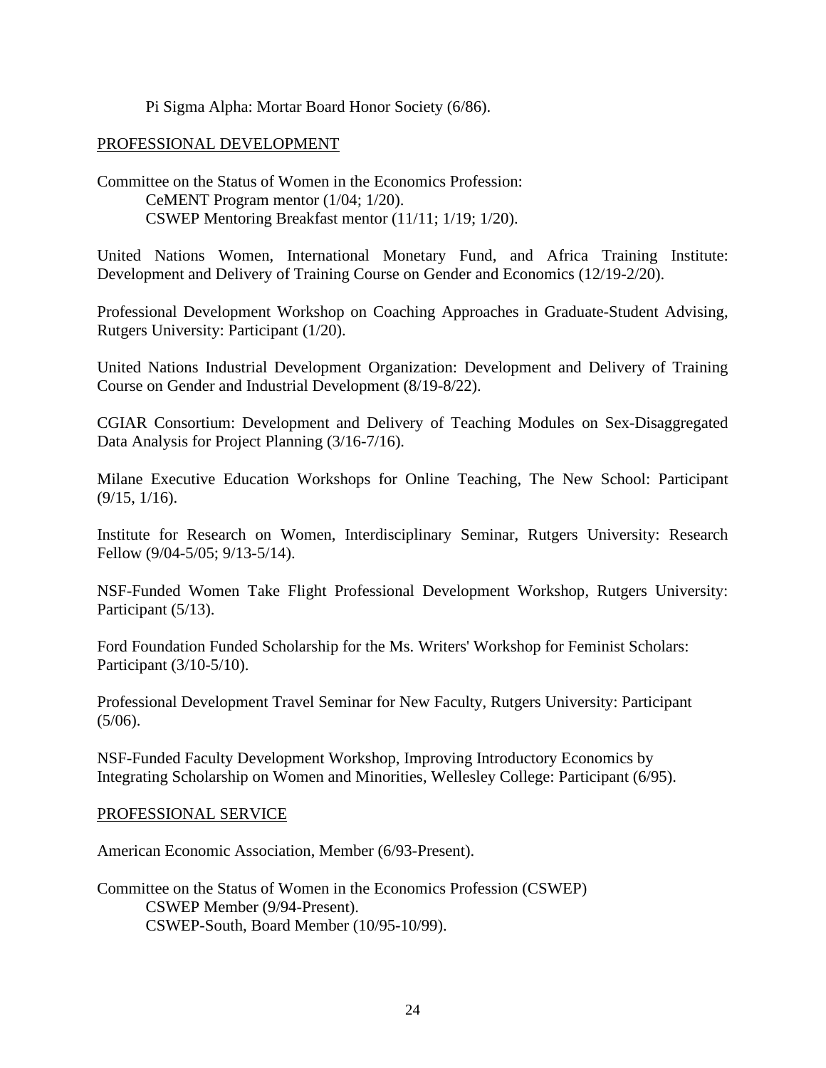Pi Sigma Alpha: Mortar Board Honor Society (6/86).

## PROFESSIONAL DEVELOPMENT

Committee on the Status of Women in the Economics Profession:
- CeMENT Program mentor (1/04; 1/20).
- CSWEP Mentoring Breakfast mentor (11/11; 1/19; 1/20).

United Nations Women, International Monetary Fund, and Africa Training Institute: Development and Delivery of Training Course on Gender and Economics (12/19-2/20).

Professional Development Workshop on Coaching Approaches in Graduate-Student Advising, Rutgers University: Participant (1/20).

United Nations Industrial Development Organization: Development and Delivery of Training Course on Gender and Industrial Development (8/19-8/22).

CGIAR Consortium: Development and Delivery of Teaching Modules on Sex-Disaggregated Data Analysis for Project Planning (3/16-7/16).

Milane Executive Education Workshops for Online Teaching, The New School: Participant (9/15, 1/16).

Institute for Research on Women, Interdisciplinary Seminar, Rutgers University: Research Fellow (9/04-5/05; 9/13-5/14).

NSF-Funded Women Take Flight Professional Development Workshop, Rutgers University: Participant (5/13).

Ford Foundation Funded Scholarship for the Ms. Writers' Workshop for Feminist Scholars: Participant (3/10-5/10).

Professional Development Travel Seminar for New Faculty, Rutgers University: Participant (5/06).

NSF-Funded Faculty Development Workshop, Improving Introductory Economics by Integrating Scholarship on Women and Minorities, Wellesley College: Participant (6/95).

## PROFESSIONAL SERVICE

American Economic Association, Member (6/93-Present).

Committee on the Status of Women in the Economics Profession (CSWEP)
- CSWEP Member (9/94-Present).
- CSWEP-South, Board Member (10/95-10/99).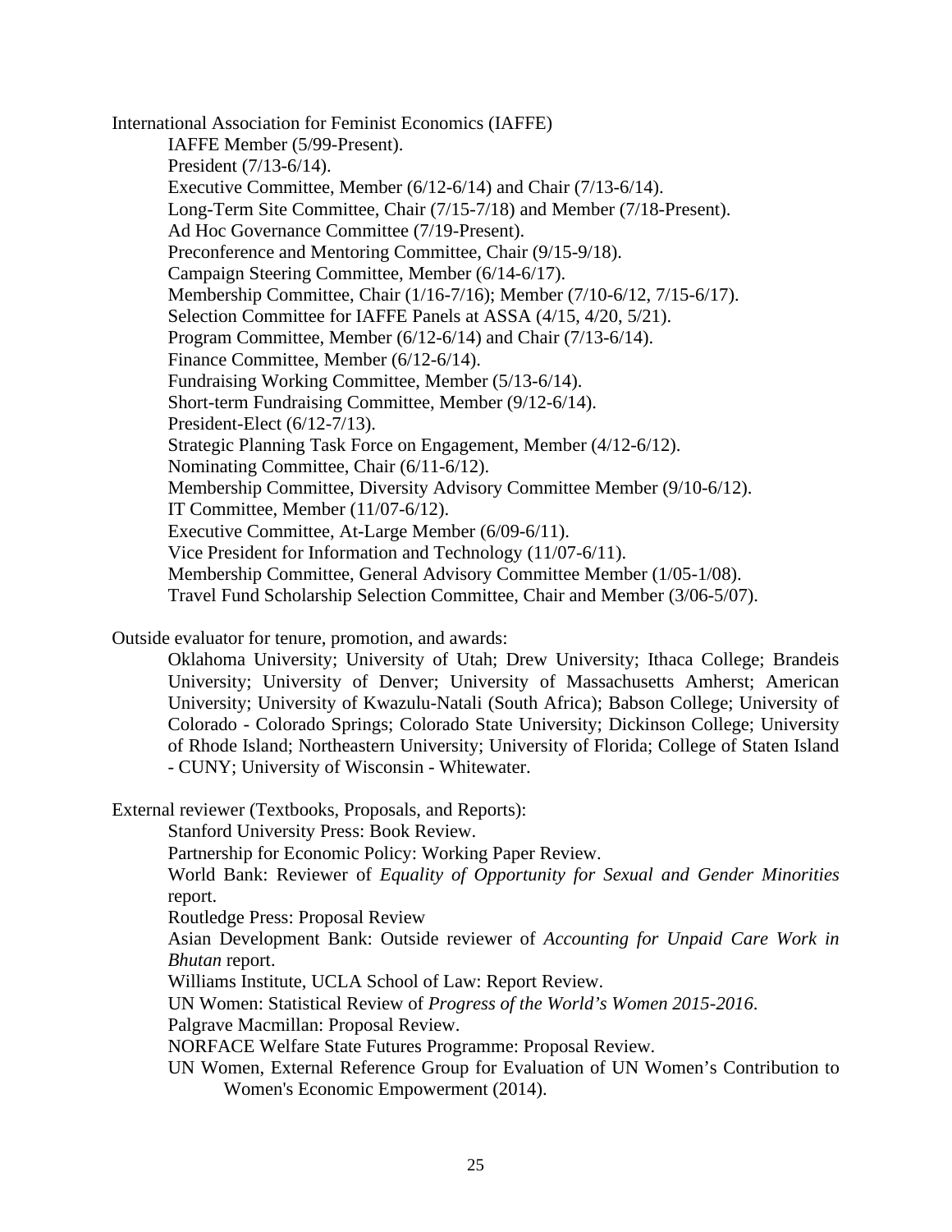International Association for Feminist Economics (IAFFE)

IAFFE Member (5/99-Present).
President (7/13-6/14).
Executive Committee, Member (6/12-6/14) and Chair (7/13-6/14).
Long-Term Site Committee, Chair (7/15-7/18) and Member (7/18-Present).
Ad Hoc Governance Committee (7/19-Present).
Preconference and Mentoring Committee, Chair (9/15-9/18).
Campaign Steering Committee, Member (6/14-6/17).
Membership Committee, Chair (1/16-7/16); Member (7/10-6/12, 7/15-6/17).
Selection Committee for IAFFE Panels at ASSA (4/15, 4/20, 5/21).
Program Committee, Member (6/12-6/14) and Chair (7/13-6/14).
Finance Committee, Member (6/12-6/14).
Fundraising Working Committee, Member (5/13-6/14).
Short-term Fundraising Committee, Member (9/12-6/14).
President-Elect (6/12-7/13).
Strategic Planning Task Force on Engagement, Member (4/12-6/12).
Nominating Committee, Chair (6/11-6/12).
Membership Committee, Diversity Advisory Committee Member (9/10-6/12).
IT Committee, Member (11/07-6/12).
Executive Committee, At-Large Member (6/09-6/11).
Vice President for Information and Technology (11/07-6/11).
Membership Committee, General Advisory Committee Member (1/05-1/08).
Travel Fund Scholarship Selection Committee, Chair and Member (3/06-5/07).

Outside evaluator for tenure, promotion, and awards:

Oklahoma University; University of Utah; Drew University; Ithaca College; Brandeis University; University of Denver; University of Massachusetts Amherst; American University; University of Kwazulu-Natali (South Africa); Babson College; University of Colorado - Colorado Springs; Colorado State University; Dickinson College; University of Rhode Island; Northeastern University; University of Florida; College of Staten Island - CUNY; University of Wisconsin - Whitewater.

External reviewer (Textbooks, Proposals, and Reports):

Stanford University Press: Book Review.
Partnership for Economic Policy: Working Paper Review.
World Bank: Reviewer of *Equality of Opportunity for Sexual and Gender Minorities* report.
Routledge Press: Proposal Review
Asian Development Bank: Outside reviewer of *Accounting for Unpaid Care Work in Bhutan* report.
Williams Institute, UCLA School of Law: Report Review.
UN Women: Statistical Review of *Progress of the World's Women 2015-2016*.
Palgrave Macmillan: Proposal Review.
NORFACE Welfare State Futures Programme: Proposal Review.
UN Women, External Reference Group for Evaluation of UN Women's Contribution to Women's Economic Empowerment (2014).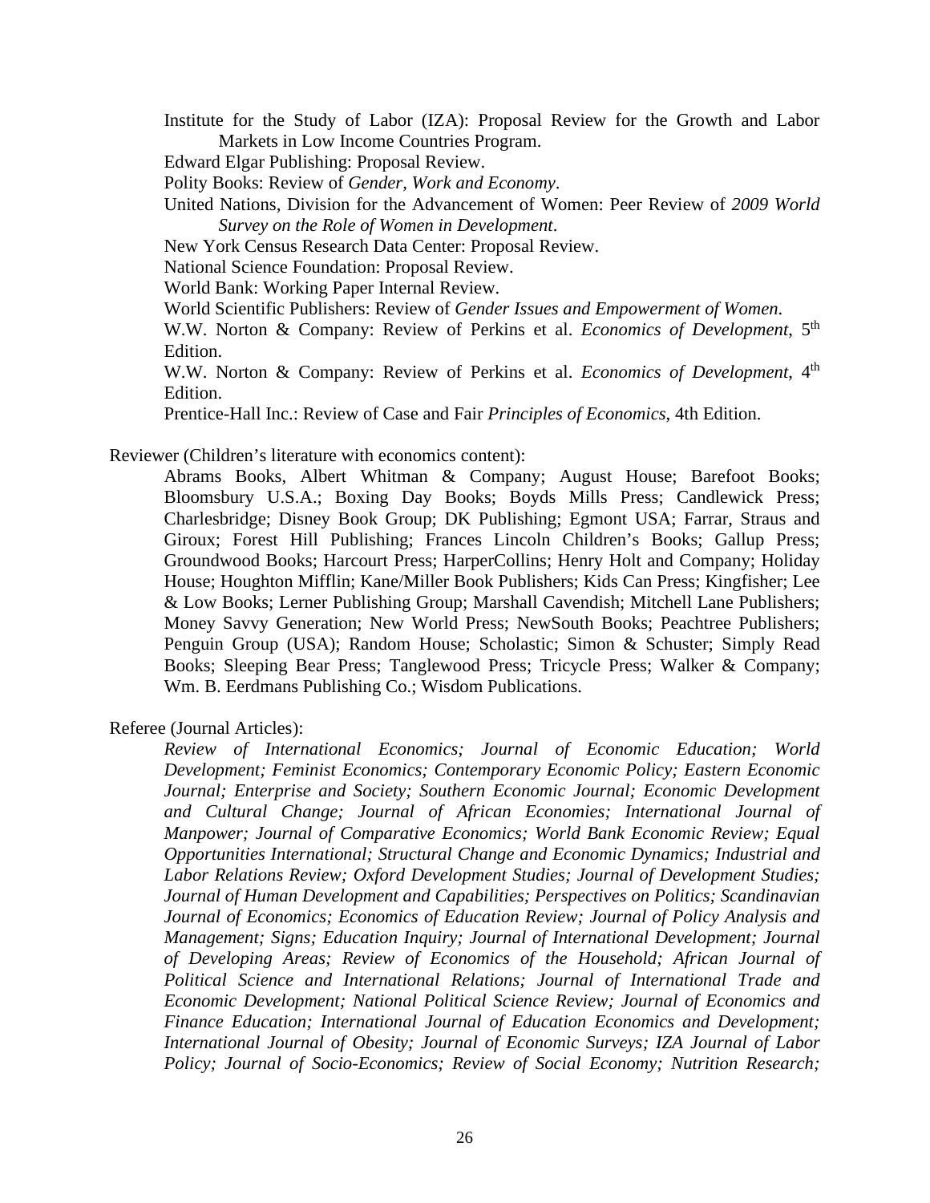Institute for the Study of Labor (IZA): Proposal Review for the Growth and Labor Markets in Low Income Countries Program.

Edward Elgar Publishing: Proposal Review.

Polity Books: Review of *Gender, Work and Economy*.

United Nations, Division for the Advancement of Women: Peer Review of *2009 World Survey on the Role of Women in Development*.

New York Census Research Data Center: Proposal Review.

National Science Foundation: Proposal Review.

World Bank: Working Paper Internal Review.

World Scientific Publishers: Review of *Gender Issues and Empowerment of Women*.

W.W. Norton & Company: Review of Perkins et al. *Economics of Development*, 5th Edition.

W.W. Norton & Company: Review of Perkins et al. *Economics of Development*, 4th Edition.

Prentice-Hall Inc.: Review of Case and Fair *Principles of Economics*, 4th Edition.

Reviewer (Children's literature with economics content):

Abrams Books, Albert Whitman & Company; August House; Barefoot Books; Bloomsbury U.S.A.; Boxing Day Books; Boyds Mills Press; Candlewick Press; Charlesbridge; Disney Book Group; DK Publishing; Egmont USA; Farrar, Straus and Giroux; Forest Hill Publishing; Frances Lincoln Children's Books; Gallup Press; Groundwood Books; Harcourt Press; HarperCollins; Henry Holt and Company; Holiday House; Houghton Mifflin; Kane/Miller Book Publishers; Kids Can Press; Kingfisher; Lee & Low Books; Lerner Publishing Group; Marshall Cavendish; Mitchell Lane Publishers; Money Savvy Generation; New World Press; NewSouth Books; Peachtree Publishers; Penguin Group (USA); Random House; Scholastic; Simon & Schuster; Simply Read Books; Sleeping Bear Press; Tanglewood Press; Tricycle Press; Walker & Company; Wm. B. Eerdmans Publishing Co.; Wisdom Publications.

Referee (Journal Articles):

*Review of International Economics; Journal of Economic Education; World Development; Feminist Economics; Contemporary Economic Policy; Eastern Economic Journal; Enterprise and Society; Southern Economic Journal; Economic Development and Cultural Change; Journal of African Economies; International Journal of Manpower; Journal of Comparative Economics; World Bank Economic Review; Equal Opportunities International; Structural Change and Economic Dynamics; Industrial and Labor Relations Review; Oxford Development Studies; Journal of Development Studies; Journal of Human Development and Capabilities; Perspectives on Politics; Scandinavian Journal of Economics; Economics of Education Review; Journal of Policy Analysis and Management; Signs; Education Inquiry; Journal of International Development; Journal of Developing Areas; Review of Economics of the Household; African Journal of Political Science and International Relations; Journal of International Trade and Economic Development; National Political Science Review; Journal of Economics and Finance Education; International Journal of Education Economics and Development; International Journal of Obesity; Journal of Economic Surveys; IZA Journal of Labor Policy; Journal of Socio-Economics; Review of Social Economy; Nutrition Research;*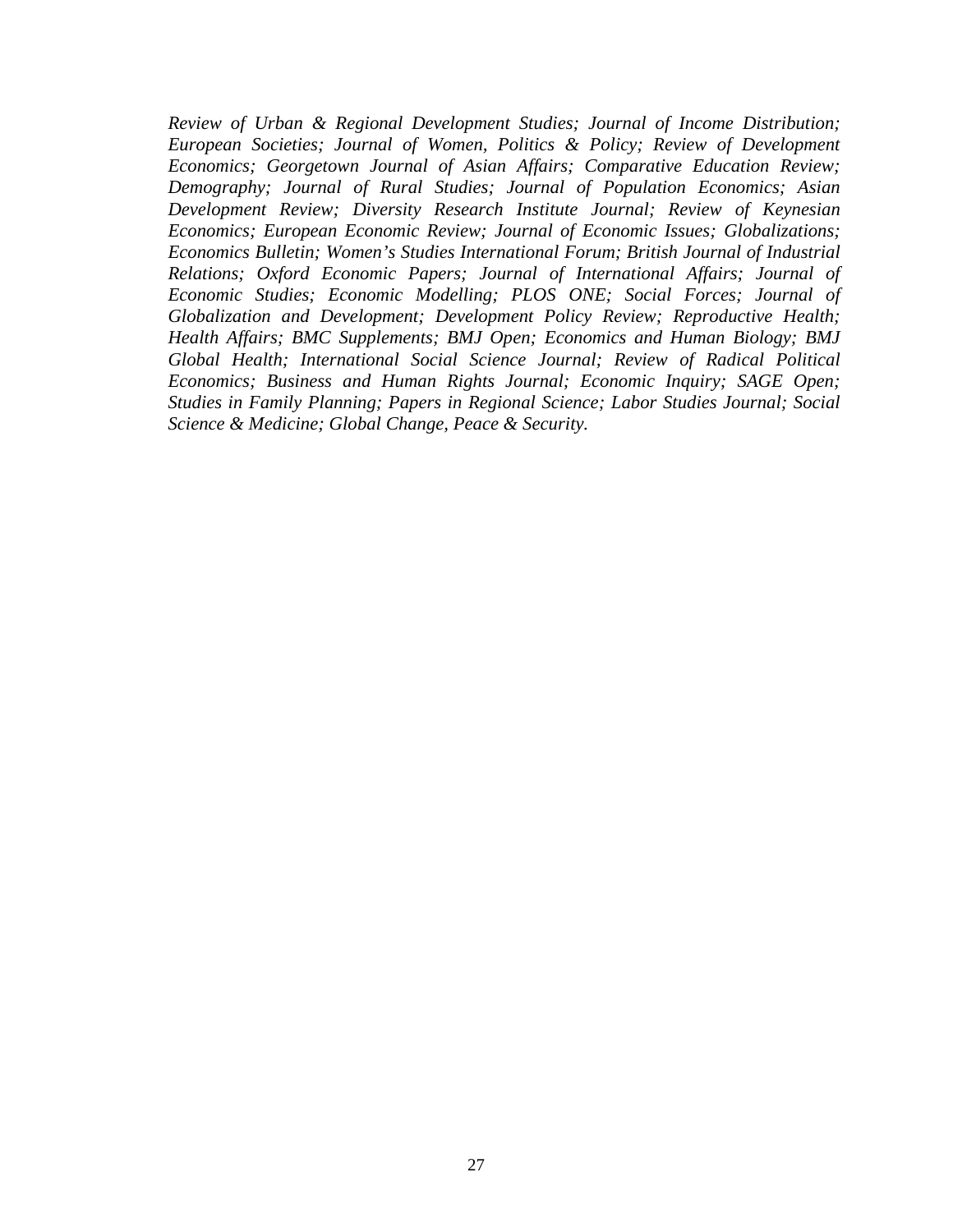*Review of Urban & Regional Development Studies; Journal of Income Distribution; European Societies; Journal of Women, Politics & Policy; Review of Development Economics; Georgetown Journal of Asian Affairs; Comparative Education Review; Demography; Journal of Rural Studies; Journal of Population Economics; Asian Development Review; Diversity Research Institute Journal; Review of Keynesian Economics; European Economic Review; Journal of Economic Issues; Globalizations; Economics Bulletin; Women's Studies International Forum; British Journal of Industrial Relations; Oxford Economic Papers; Journal of International Affairs; Journal of Economic Studies; Economic Modelling; PLOS ONE; Social Forces; Journal of Globalization and Development; Development Policy Review; Reproductive Health; Health Affairs; BMC Supplements; BMJ Open; Economics and Human Biology; BMJ Global Health; International Social Science Journal; Review of Radical Political Economics; Business and Human Rights Journal; Economic Inquiry; SAGE Open; Studies in Family Planning; Papers in Regional Science; Labor Studies Journal; Social Science & Medicine; Global Change, Peace & Security.*